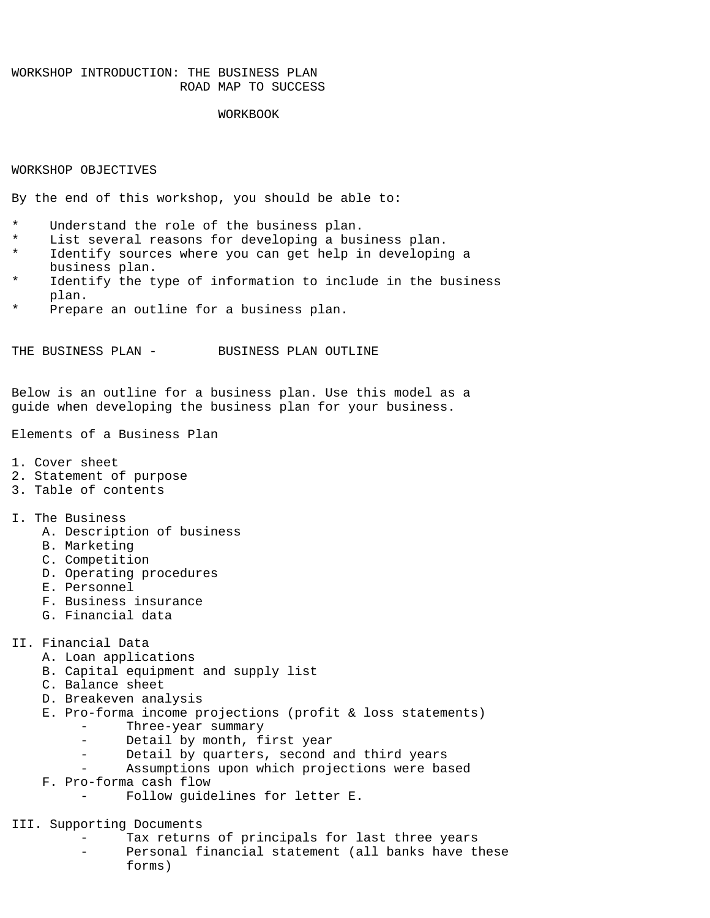# WORKSHOP INTRODUCTION: THE BUSINESS PLAN
## ROAD MAP TO SUCCESS

### WORKBOOK

## WORKSHOP OBJECTIVES

By the end of this workshop, you should be able to:

* Understand the role of the business plan.
* List several reasons for developing a business plan.
* Identify sources where you can get help in developing a business plan.
* Identify the type of information to include in the business plan.
* Prepare an outline for a business plan.

## THE BUSINESS PLAN - BUSINESS PLAN OUTLINE

Below is an outline for a business plan. Use this model as a guide when developing the business plan for your business.

Elements of a Business Plan

1. Cover sheet
2. Statement of purpose
3. Table of contents

I. The Business
- A. Description of business
- B. Marketing
- C. Competition
- D. Operating procedures
- E. Personnel
- F. Business insurance
- G. Financial data

II. Financial Data
- A. Loan applications
- B. Capital equipment and supply list
- C. Balance sheet
- D. Breakeven analysis
- E. Pro-forma income projections (profit & loss statements)
  - Three-year summary
  - Detail by month, first year
  - Detail by quarters, second and third years
  - Assumptions upon which projections were based
- F. Pro-forma cash flow
  - Follow guidelines for letter E.

III. Supporting Documents
- Tax returns of principals for last three years
- Personal financial statement (all banks have these forms)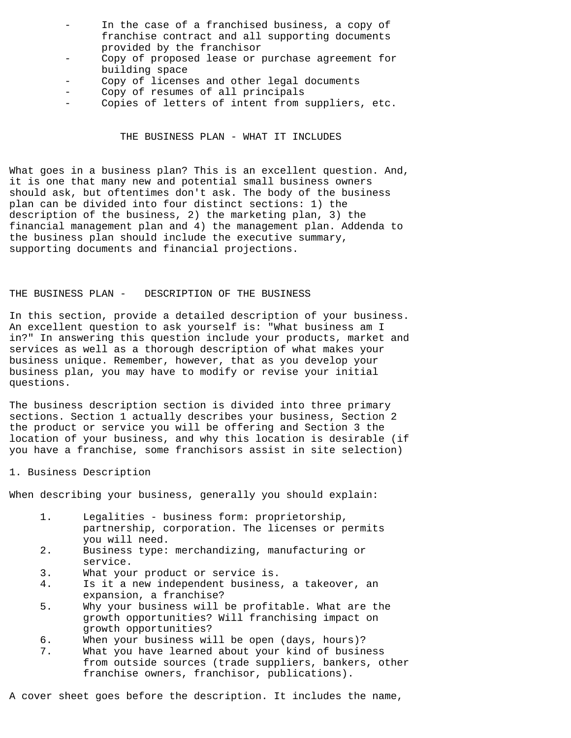- In the case of a franchised business, a copy of franchise contract and all supporting documents provided by the franchisor
- Copy of proposed lease or purchase agreement for building space
- Copy of licenses and other legal documents
- Copy of resumes of all principals
- Copies of letters of intent from suppliers, etc.

## THE BUSINESS PLAN - WHAT IT INCLUDES

What goes in a business plan? This is an excellent question. And, it is one that many new and potential small business owners should ask, but oftentimes don't ask. The body of the business plan can be divided into four distinct sections: 1) the description of the business, 2) the marketing plan, 3) the financial management plan and 4) the management plan. Addenda to the business plan should include the executive summary, supporting documents and financial projections.

## THE BUSINESS PLAN - DESCRIPTION OF THE BUSINESS

In this section, provide a detailed description of your business. An excellent question to ask yourself is: "What business am I in?" In answering this question include your products, market and services as well as a thorough description of what makes your business unique. Remember, however, that as you develop your business plan, you may have to modify or revise your initial questions.

The business description section is divided into three primary sections. Section 1 actually describes your business, Section 2 the product or service you will be offering and Section 3 the location of your business, and why this location is desirable (if you have a franchise, some franchisors assist in site selection)

### 1. Business Description

When describing your business, generally you should explain:

1. Legalities - business form: proprietorship, partnership, corporation. The licenses or permits you will need.
2. Business type: merchandizing, manufacturing or service.
3. What your product or service is.
4. Is it a new independent business, a takeover, an expansion, a franchise?
5. Why your business will be profitable. What are the growth opportunities? Will franchising impact on growth opportunities?
6. When your business will be open (days, hours)?
7. What you have learned about your kind of business from outside sources (trade suppliers, bankers, other franchise owners, franchisor, publications).

A cover sheet goes before the description. It includes the name,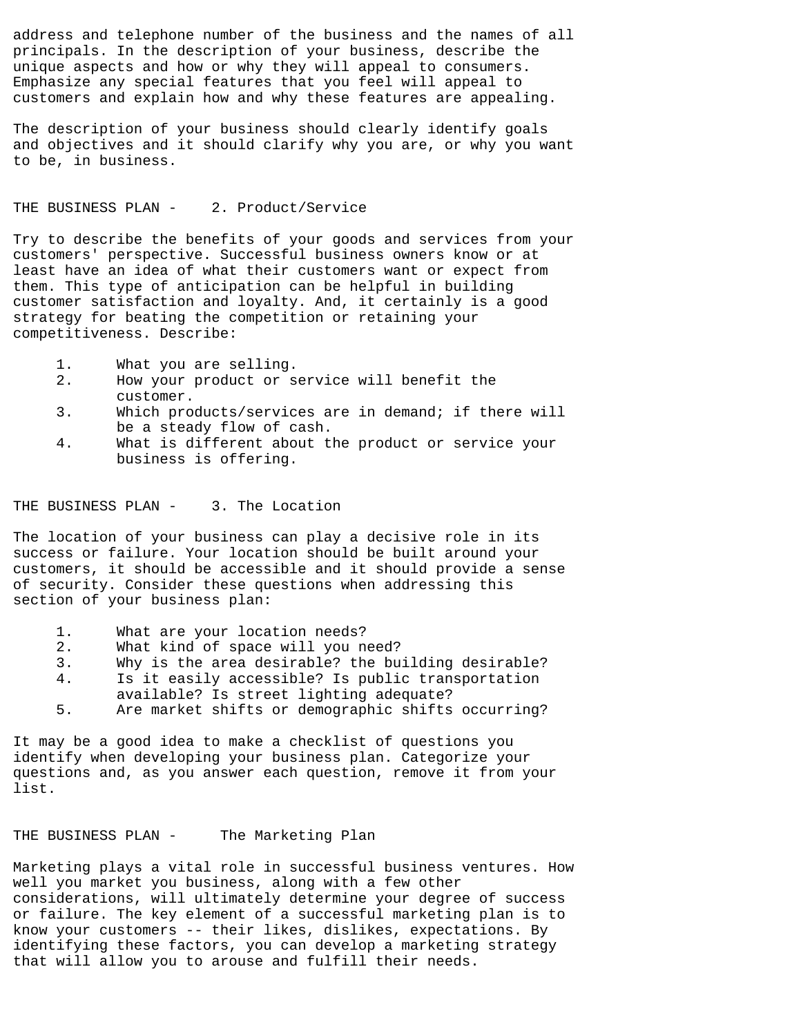address and telephone number of the business and the names of all principals. In the description of your business, describe the unique aspects and how or why they will appeal to consumers. Emphasize any special features that you feel will appeal to customers and explain how and why these features are appealing.

The description of your business should clearly identify goals and objectives and it should clarify why you are, or why you want to be, in business.

## THE BUSINESS PLAN - 2. Product/Service

Try to describe the benefits of your goods and services from your customers' perspective. Successful business owners know or at least have an idea of what their customers want or expect from them. This type of anticipation can be helpful in building customer satisfaction and loyalty. And, it certainly is a good strategy for beating the competition or retaining your competitiveness. Describe:

1. What you are selling.
2. How your product or service will benefit the customer.
3. Which products/services are in demand; if there will be a steady flow of cash.
4. What is different about the product or service your business is offering.

## THE BUSINESS PLAN - 3. The Location

The location of your business can play a decisive role in its success or failure. Your location should be built around your customers, it should be accessible and it should provide a sense of security. Consider these questions when addressing this section of your business plan:

1. What are your location needs?
2. What kind of space will you need?
3. Why is the area desirable? the building desirable?
4. Is it easily accessible? Is public transportation available? Is street lighting adequate?
5. Are market shifts or demographic shifts occurring?

It may be a good idea to make a checklist of questions you identify when developing your business plan. Categorize your questions and, as you answer each question, remove it from your list.

## THE BUSINESS PLAN - The Marketing Plan

Marketing plays a vital role in successful business ventures. How well you market you business, along with a few other considerations, will ultimately determine your degree of success or failure. The key element of a successful marketing plan is to know your customers -- their likes, dislikes, expectations. By identifying these factors, you can develop a marketing strategy that will allow you to arouse and fulfill their needs.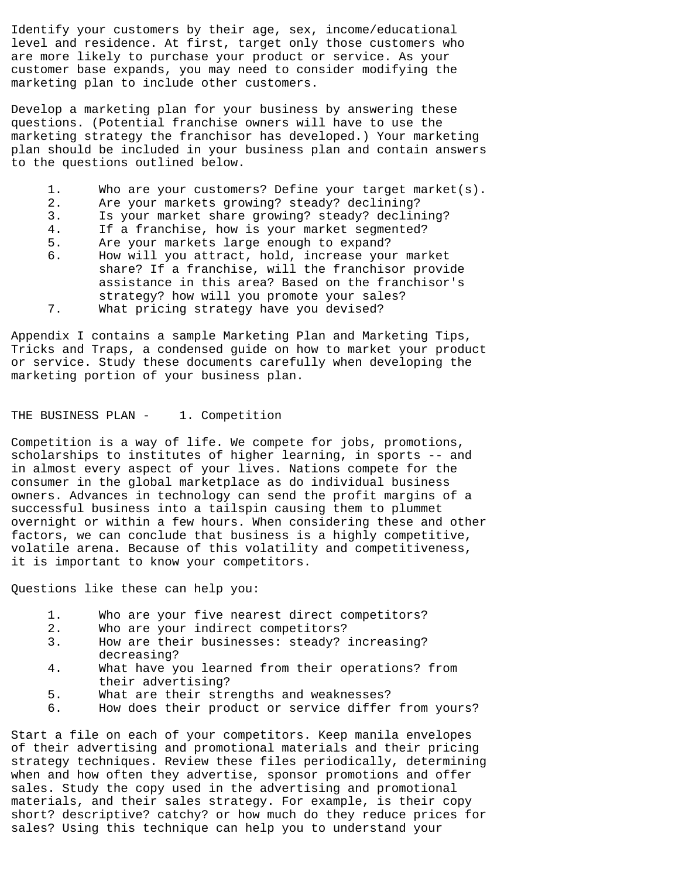Identify your customers by their age, sex, income/educational level and residence. At first, target only those customers who are more likely to purchase your product or service. As your customer base expands, you may need to consider modifying the marketing plan to include other customers.

Develop a marketing plan for your business by answering these questions. (Potential franchise owners will have to use the marketing strategy the franchisor has developed.) Your marketing plan should be included in your business plan and contain answers to the questions outlined below.

1. Who are your customers? Define your target market(s).
2. Are your markets growing? steady? declining?
3. Is your market share growing? steady? declining?
4. If a franchise, how is your market segmented?
5. Are your markets large enough to expand?
6. How will you attract, hold, increase your market share? If a franchise, will the franchisor provide assistance in this area? Based on the franchisor's strategy? how will you promote your sales?
7. What pricing strategy have you devised?

Appendix I contains a sample Marketing Plan and Marketing Tips, Tricks and Traps, a condensed guide on how to market your product or service. Study these documents carefully when developing the marketing portion of your business plan.

## THE BUSINESS PLAN - 1. Competition

Competition is a way of life. We compete for jobs, promotions, scholarships to institutes of higher learning, in sports -- and in almost every aspect of your lives. Nations compete for the consumer in the global marketplace as do individual business owners. Advances in technology can send the profit margins of a successful business into a tailspin causing them to plummet overnight or within a few hours. When considering these and other factors, we can conclude that business is a highly competitive, volatile arena. Because of this volatility and competitiveness, it is important to know your competitors.

Questions like these can help you:

1. Who are your five nearest direct competitors?
2. Who are your indirect competitors?
3. How are their businesses: steady? increasing? decreasing?
4. What have you learned from their operations? from their advertising?
5. What are their strengths and weaknesses?
6. How does their product or service differ from yours?

Start a file on each of your competitors. Keep manila envelopes of their advertising and promotional materials and their pricing strategy techniques. Review these files periodically, determining when and how often they advertise, sponsor promotions and offer sales. Study the copy used in the advertising and promotional materials, and their sales strategy. For example, is their copy short? descriptive? catchy? or how much do they reduce prices for sales? Using this technique can help you to understand your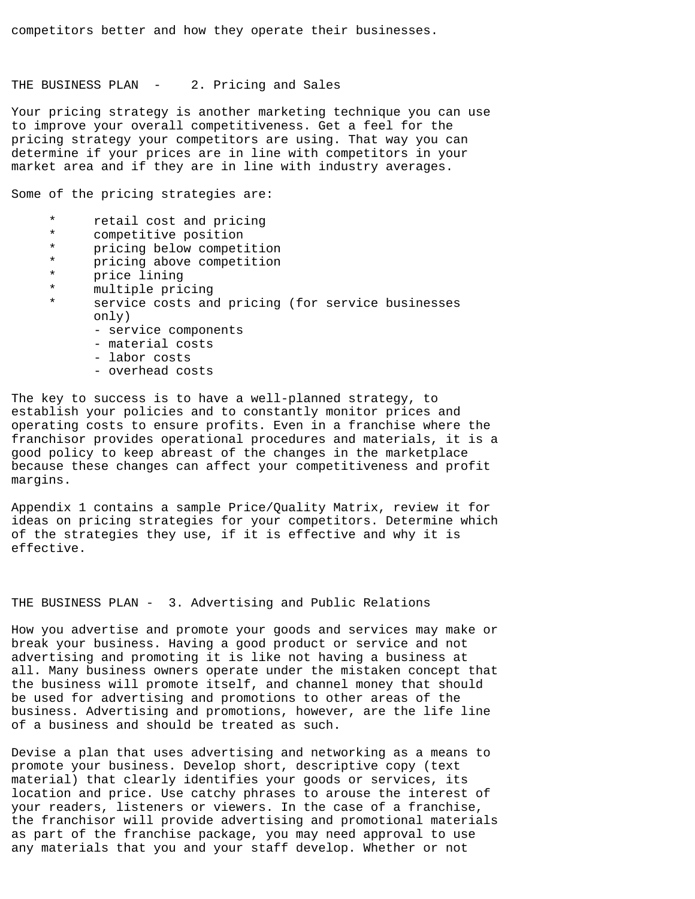competitors better and how they operate their businesses.

## THE BUSINESS PLAN - 2. Pricing and Sales

Your pricing strategy is another marketing technique you can use to improve your overall competitiveness. Get a feel for the pricing strategy your competitors are using. That way you can determine if your prices are in line with competitors in your market area and if they are in line with industry averages.

Some of the pricing strategies are:

* retail cost and pricing
* competitive position
* pricing below competition
* pricing above competition
* price lining
* multiple pricing
* service costs and pricing (for service businesses only)
  - service components
  - material costs
  - labor costs
  - overhead costs

The key to success is to have a well-planned strategy, to establish your policies and to constantly monitor prices and operating costs to ensure profits. Even in a franchise where the franchisor provides operational procedures and materials, it is a good policy to keep abreast of the changes in the marketplace because these changes can affect your competitiveness and profit margins.

Appendix 1 contains a sample Price/Quality Matrix, review it for ideas on pricing strategies for your competitors. Determine which of the strategies they use, if it is effective and why it is effective.

## THE BUSINESS PLAN - 3. Advertising and Public Relations

How you advertise and promote your goods and services may make or break your business. Having a good product or service and not advertising and promoting it is like not having a business at all. Many business owners operate under the mistaken concept that the business will promote itself, and channel money that should be used for advertising and promotions to other areas of the business. Advertising and promotions, however, are the life line of a business and should be treated as such.

Devise a plan that uses advertising and networking as a means to promote your business. Develop short, descriptive copy (text material) that clearly identifies your goods or services, its location and price. Use catchy phrases to arouse the interest of your readers, listeners or viewers. In the case of a franchise, the franchisor will provide advertising and promotional materials as part of the franchise package, you may need approval to use any materials that you and your staff develop. Whether or not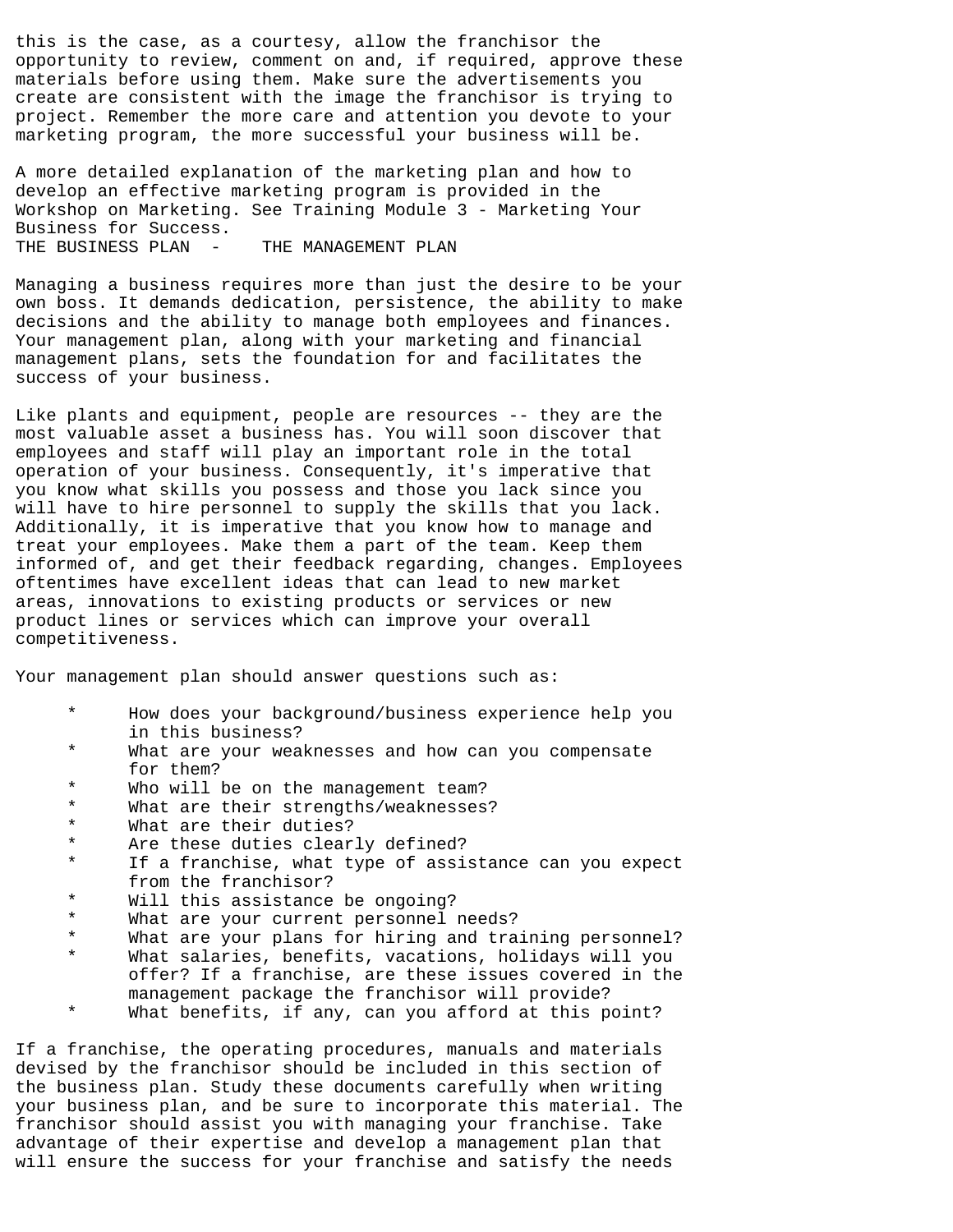this is the case, as a courtesy, allow the franchisor the opportunity to review, comment on and, if required, approve these materials before using them. Make sure the advertisements you create are consistent with the image the franchisor is trying to project. Remember the more care and attention you devote to your marketing program, the more successful your business will be.

A more detailed explanation of the marketing plan and how to develop an effective marketing program is provided in the Workshop on Marketing. See Training Module 3 - Marketing Your Business for Success.

## THE BUSINESS PLAN - THE MANAGEMENT PLAN

Managing a business requires more than just the desire to be your own boss. It demands dedication, persistence, the ability to make decisions and the ability to manage both employees and finances. Your management plan, along with your marketing and financial management plans, sets the foundation for and facilitates the success of your business.

Like plants and equipment, people are resources -- they are the most valuable asset a business has. You will soon discover that employees and staff will play an important role in the total operation of your business. Consequently, it's imperative that you know what skills you possess and those you lack since you will have to hire personnel to supply the skills that you lack. Additionally, it is imperative that you know how to manage and treat your employees. Make them a part of the team. Keep them informed of, and get their feedback regarding, changes. Employees oftentimes have excellent ideas that can lead to new market areas, innovations to existing products or services or new product lines or services which can improve your overall competitiveness.

Your management plan should answer questions such as:

* How does your background/business experience help you in this business?
* What are your weaknesses and how can you compensate for them?
* Who will be on the management team?
* What are their strengths/weaknesses?
* What are their duties?
* Are these duties clearly defined?
* If a franchise, what type of assistance can you expect from the franchisor?
* Will this assistance be ongoing?
* What are your current personnel needs?
* What are your plans for hiring and training personnel?
* What salaries, benefits, vacations, holidays will you offer? If a franchise, are these issues covered in the management package the franchisor will provide?
* What benefits, if any, can you afford at this point?

If a franchise, the operating procedures, manuals and materials devised by the franchisor should be included in this section of the business plan. Study these documents carefully when writing your business plan, and be sure to incorporate this material. The franchisor should assist you with managing your franchise. Take advantage of their expertise and develop a management plan that will ensure the success for your franchise and satisfy the needs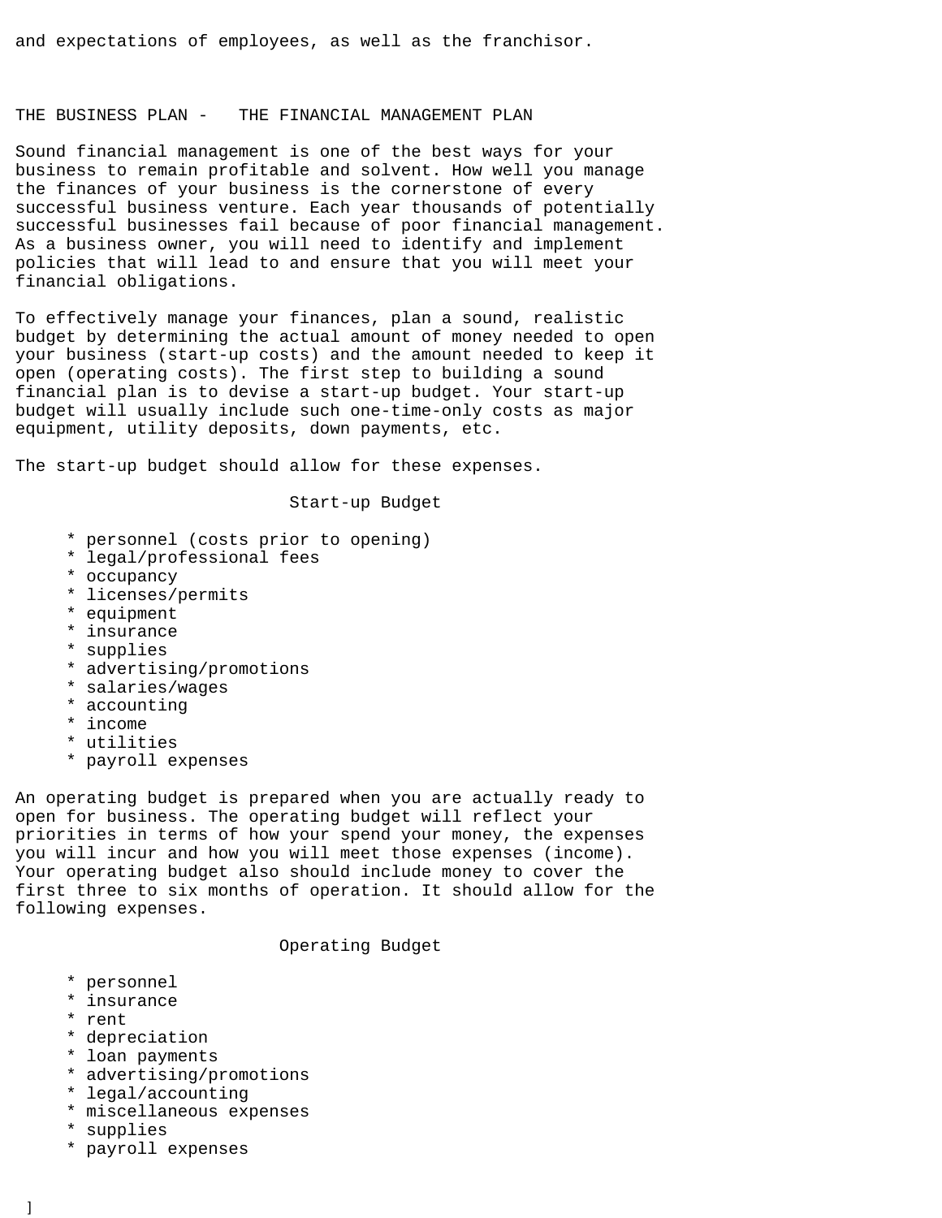and expectations of employees, as well as the franchisor.

## THE BUSINESS PLAN - THE FINANCIAL MANAGEMENT PLAN

Sound financial management is one of the best ways for your business to remain profitable and solvent. How well you manage the finances of your business is the cornerstone of every successful business venture. Each year thousands of potentially successful businesses fail because of poor financial management. As a business owner, you will need to identify and implement policies that will lead to and ensure that you will meet your financial obligations.

To effectively manage your finances, plan a sound, realistic budget by determining the actual amount of money needed to open your business (start-up costs) and the amount needed to keep it open (operating costs). The first step to building a sound financial plan is to devise a start-up budget. Your start-up budget will usually include such one-time-only costs as major equipment, utility deposits, down payments, etc.

The start-up budget should allow for these expenses.

### Start-up Budget

* personnel (costs prior to opening)
* legal/professional fees
* occupancy
* licenses/permits
* equipment
* insurance
* supplies
* advertising/promotions
* salaries/wages
* accounting
* income
* utilities
* payroll expenses

An operating budget is prepared when you are actually ready to open for business. The operating budget will reflect your priorities in terms of how your spend your money, the expenses you will incur and how you will meet those expenses (income). Your operating budget also should include money to cover the first three to six months of operation. It should allow for the following expenses.

### Operating Budget

* personnel
* insurance
* rent
* depreciation
* loan payments
* advertising/promotions
* legal/accounting
* miscellaneous expenses
* supplies
* payroll expenses

]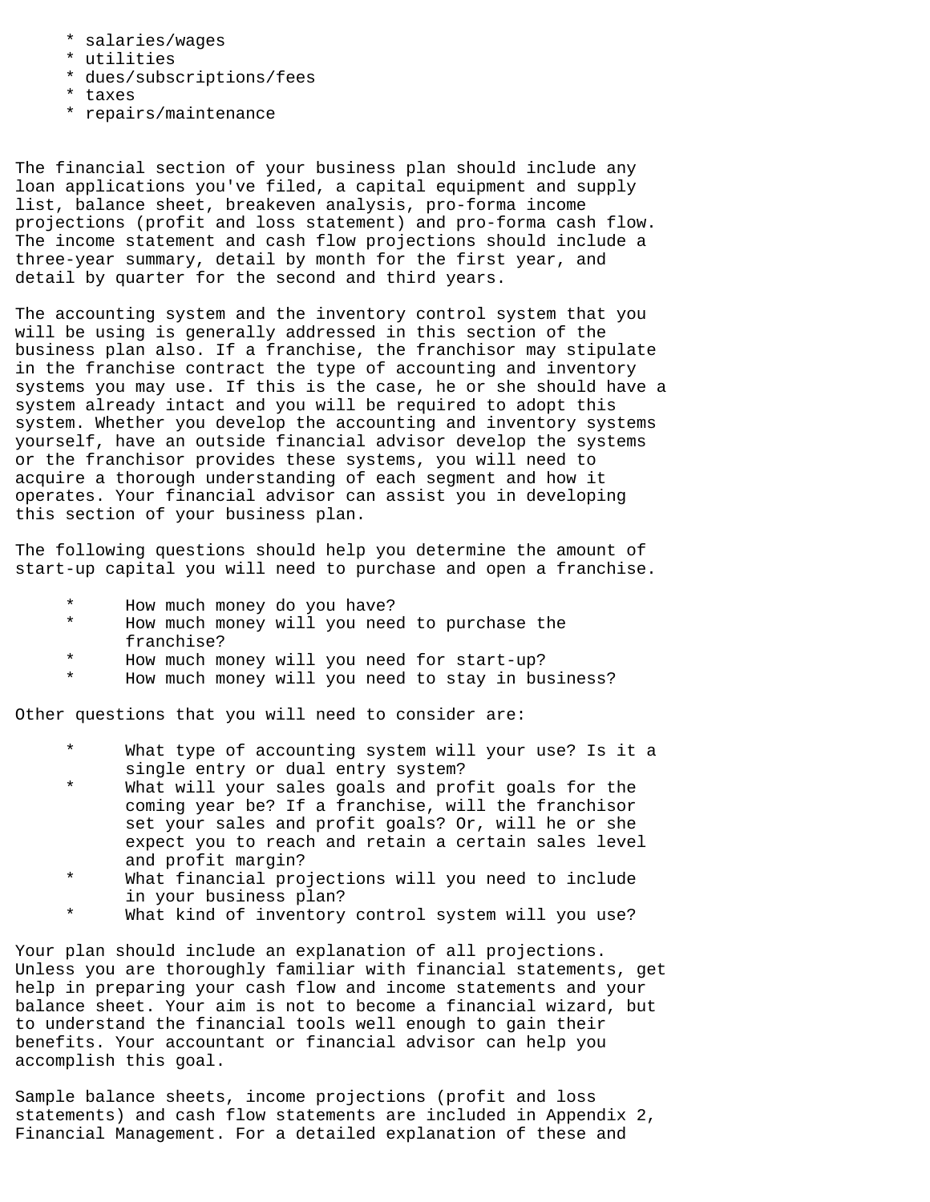* salaries/wages
* utilities
* dues/subscriptions/fees
* taxes
* repairs/maintenance

The financial section of your business plan should include any loan applications you've filed, a capital equipment and supply list, balance sheet, breakeven analysis, pro-forma income projections (profit and loss statement) and pro-forma cash flow. The income statement and cash flow projections should include a three-year summary, detail by month for the first year, and detail by quarter for the second and third years.

The accounting system and the inventory control system that you will be using is generally addressed in this section of the business plan also. If a franchise, the franchisor may stipulate in the franchise contract the type of accounting and inventory systems you may use. If this is the case, he or she should have a system already intact and you will be required to adopt this system. Whether you develop the accounting and inventory systems yourself, have an outside financial advisor develop the systems or the franchisor provides these systems, you will need to acquire a thorough understanding of each segment and how it operates. Your financial advisor can assist you in developing this section of your business plan.

The following questions should help you determine the amount of start-up capital you will need to purchase and open a franchise.

* How much money do you have?
* How much money will you need to purchase the franchise?
* How much money will you need for start-up?
* How much money will you need to stay in business?

Other questions that you will need to consider are:

* What type of accounting system will your use? Is it a single entry or dual entry system?
* What will your sales goals and profit goals for the coming year be? If a franchise, will the franchisor set your sales and profit goals? Or, will he or she expect you to reach and retain a certain sales level and profit margin?
* What financial projections will you need to include in your business plan?
* What kind of inventory control system will you use?

Your plan should include an explanation of all projections. Unless you are thoroughly familiar with financial statements, get help in preparing your cash flow and income statements and your balance sheet. Your aim is not to become a financial wizard, but to understand the financial tools well enough to gain their benefits. Your accountant or financial advisor can help you accomplish this goal.

Sample balance sheets, income projections (profit and loss statements) and cash flow statements are included in Appendix 2, Financial Management. For a detailed explanation of these and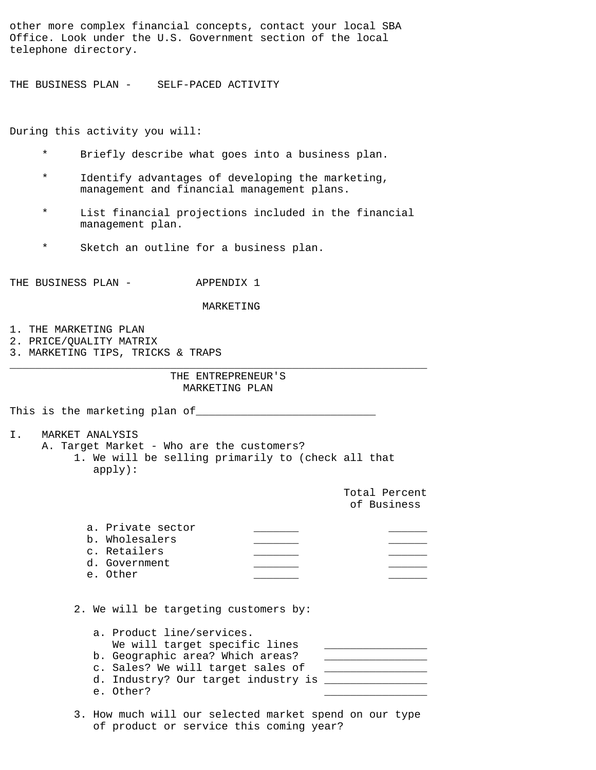other more complex financial concepts, contact your local SBA Office. Look under the U.S. Government section of the local telephone directory.

## THE BUSINESS PLAN - SELF-PACED ACTIVITY

During this activity you will:

* Briefly describe what goes into a business plan.
* Identify advantages of developing the marketing, management and financial management plans.
* List financial projections included in the financial management plan.
* Sketch an outline for a business plan.

## THE BUSINESS PLAN - APPENDIX 1

### MARKETING

1. THE MARKETING PLAN
2. PRICE/QUALITY MATRIX
3. MARKETING TIPS, TRICKS & TRAPS

---

### THE ENTREPRENEUR'S MARKETING PLAN

This is the marketing plan of___________________________

I. MARKET ANALYSIS

A. Target Market - Who are the customers?

1. We will be selling primarily to (check all that apply):

| | | Total Percent of Business |
|---|---|---|
| a. Private sector | _______ | ______ |
| b. Wholesalers | _______ | ______ |
| c. Retailers | _______ | ______ |
| d. Government | _______ | ______ |
| e. Other | _______ | ______ |

2. We will be targeting customers by:

a. Product line/services. We will target specific lines ________________
b. Geographic area? Which areas? ________________
c. Sales? We will target sales of ________________
d. Industry? Our target industry is ________________
e. Other? ________________

3. How much will our selected market spend on our type of product or service this coming year?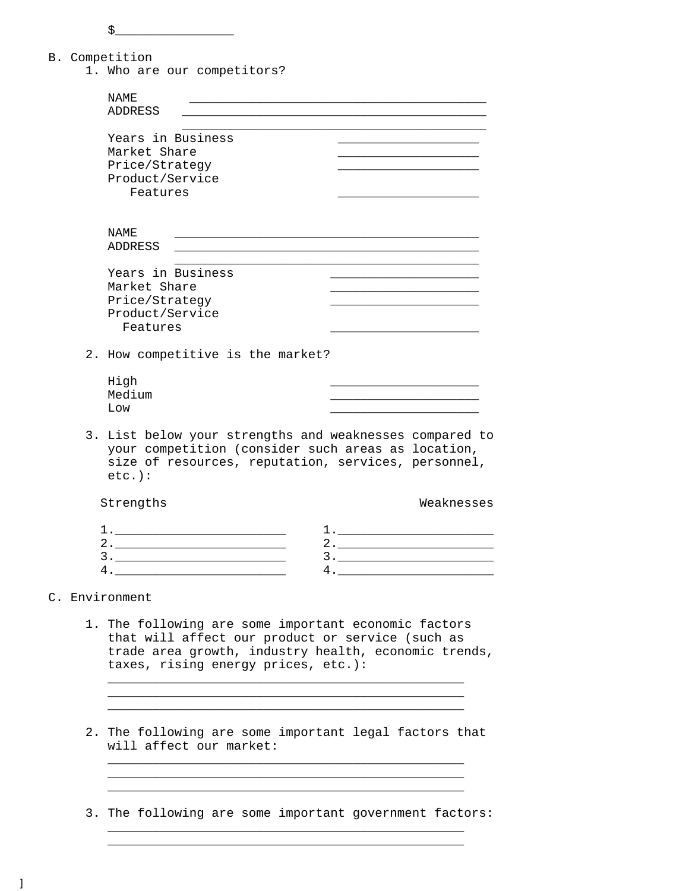$________________

B. Competition

1. Who are our competitors?

   NAME ________________________________________

   ADDRESS ________________________________________

   ________________________________________

   Years in Business ___________________

   Market Share ___________________

   Price/Strategy ___________________

   Product/Service Features ___________________

   NAME ________________________________________

   ADDRESS ________________________________________

   ________________________________________

   Years in Business ____________________

   Market Share ____________________

   Price/Strategy ____________________

   Product/Service Features ____________________

2. How competitive is the market?

   High ____________________

   Medium ____________________

   Low ____________________

3. List below your strengths and weaknesses compared to your competition (consider such areas as location, size of resources, reputation, services, personnel, etc.):

| Strengths | Weaknesses |
|---|---|
| 1.______________________ | 1._____________________ |
| 2.______________________ | 2._____________________ |
| 3.______________________ | 3._____________________ |
| 4.______________________ | 4._____________________ |

C. Environment

1. The following are some important economic factors that will affect our product or service (such as trade area growth, industry health, economic trends, taxes, rising energy prices, etc.):

   ________________________________________________

   ________________________________________________

   ________________________________________________

2. The following are some important legal factors that will affect our market:

   ________________________________________________

   ________________________________________________

   ________________________________________________

3. The following are some important government factors:

   ________________________________________________

   ________________________________________________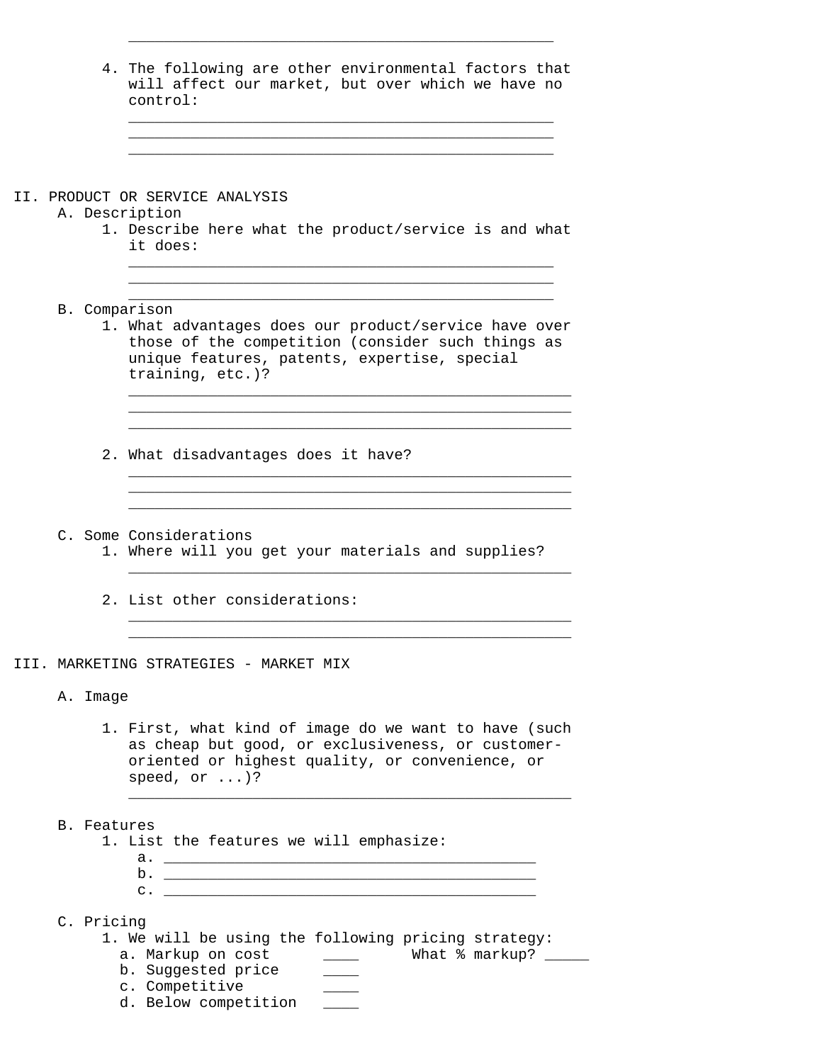\_\_\_\_\_\_\_\_\_\_\_\_\_\_\_\_\_\_\_\_\_\_\_\_\_\_\_\_\_\_\_\_\_\_\_\_\_\_\_\_\_\_\_\_\_\_

4. The following are other environmental factors that will affect our market, but over which we have no control:

   \_\_\_\_\_\_\_\_\_\_\_\_\_\_\_\_\_\_\_\_\_\_\_\_\_\_\_\_\_\_\_\_\_\_\_\_\_\_\_\_\_\_\_\_\_\_

   \_\_\_\_\_\_\_\_\_\_\_\_\_\_\_\_\_\_\_\_\_\_\_\_\_\_\_\_\_\_\_\_\_\_\_\_\_\_\_\_\_\_\_\_\_\_

   \_\_\_\_\_\_\_\_\_\_\_\_\_\_\_\_\_\_\_\_\_\_\_\_\_\_\_\_\_\_\_\_\_\_\_\_\_\_\_\_\_\_\_\_\_\_

## II. PRODUCT OR SERVICE ANALYSIS

### A. Description

1. Describe here what the product/service is and what it does:

   \_\_\_\_\_\_\_\_\_\_\_\_\_\_\_\_\_\_\_\_\_\_\_\_\_\_\_\_\_\_\_\_\_\_\_\_\_\_\_\_\_\_\_\_\_\_

   \_\_\_\_\_\_\_\_\_\_\_\_\_\_\_\_\_\_\_\_\_\_\_\_\_\_\_\_\_\_\_\_\_\_\_\_\_\_\_\_\_\_\_\_\_\_

   \_\_\_\_\_\_\_\_\_\_\_\_\_\_\_\_\_\_\_\_\_\_\_\_\_\_\_\_\_\_\_\_\_\_\_\_\_\_\_\_\_\_\_\_\_\_

### B. Comparison

1. What advantages does our product/service have over those of the competition (consider such things as unique features, patents, expertise, special training, etc.)?

   \_\_\_\_\_\_\_\_\_\_\_\_\_\_\_\_\_\_\_\_\_\_\_\_\_\_\_\_\_\_\_\_\_\_\_\_\_\_\_\_\_\_\_\_\_\_\_\_

   \_\_\_\_\_\_\_\_\_\_\_\_\_\_\_\_\_\_\_\_\_\_\_\_\_\_\_\_\_\_\_\_\_\_\_\_\_\_\_\_\_\_\_\_\_\_\_\_

   \_\_\_\_\_\_\_\_\_\_\_\_\_\_\_\_\_\_\_\_\_\_\_\_\_\_\_\_\_\_\_\_\_\_\_\_\_\_\_\_\_\_\_\_\_\_\_\_

2. What disadvantages does it have?

   \_\_\_\_\_\_\_\_\_\_\_\_\_\_\_\_\_\_\_\_\_\_\_\_\_\_\_\_\_\_\_\_\_\_\_\_\_\_\_\_\_\_\_\_\_\_\_\_

   \_\_\_\_\_\_\_\_\_\_\_\_\_\_\_\_\_\_\_\_\_\_\_\_\_\_\_\_\_\_\_\_\_\_\_\_\_\_\_\_\_\_\_\_\_\_\_\_

   \_\_\_\_\_\_\_\_\_\_\_\_\_\_\_\_\_\_\_\_\_\_\_\_\_\_\_\_\_\_\_\_\_\_\_\_\_\_\_\_\_\_\_\_\_\_\_\_

### C. Some Considerations

1. Where will you get your materials and supplies?

   \_\_\_\_\_\_\_\_\_\_\_\_\_\_\_\_\_\_\_\_\_\_\_\_\_\_\_\_\_\_\_\_\_\_\_\_\_\_\_\_\_\_\_\_\_\_\_\_

2. List other considerations:

   \_\_\_\_\_\_\_\_\_\_\_\_\_\_\_\_\_\_\_\_\_\_\_\_\_\_\_\_\_\_\_\_\_\_\_\_\_\_\_\_\_\_\_\_\_\_\_\_

   \_\_\_\_\_\_\_\_\_\_\_\_\_\_\_\_\_\_\_\_\_\_\_\_\_\_\_\_\_\_\_\_\_\_\_\_\_\_\_\_\_\_\_\_\_\_\_\_

## III. MARKETING STRATEGIES - MARKET MIX

### A. Image

1. First, what kind of image do we want to have (such as cheap but good, or exclusiveness, or customer-oriented or highest quality, or convenience, or speed, or ...)?

   \_\_\_\_\_\_\_\_\_\_\_\_\_\_\_\_\_\_\_\_\_\_\_\_\_\_\_\_\_\_\_\_\_\_\_\_\_\_\_\_\_\_\_\_\_\_\_\_

### B. Features

1. List the features we will emphasize:
   - a. \_\_\_\_\_\_\_\_\_\_\_\_\_\_\_\_\_\_\_\_\_\_\_\_\_\_\_\_\_\_\_\_\_\_\_\_\_\_\_\_\_\_
   - b. \_\_\_\_\_\_\_\_\_\_\_\_\_\_\_\_\_\_\_\_\_\_\_\_\_\_\_\_\_\_\_\_\_\_\_\_\_\_\_\_\_\_
   - c. \_\_\_\_\_\_\_\_\_\_\_\_\_\_\_\_\_\_\_\_\_\_\_\_\_\_\_\_\_\_\_\_\_\_\_\_\_\_\_\_\_\_

### C. Pricing

1. We will be using the following pricing strategy:
   - a. Markup on cost \_\_\_\_ What % markup? \_\_\_\_\_
   - b. Suggested price \_\_\_\_
   - c. Competitive \_\_\_\_
   - d. Below competition \_\_\_\_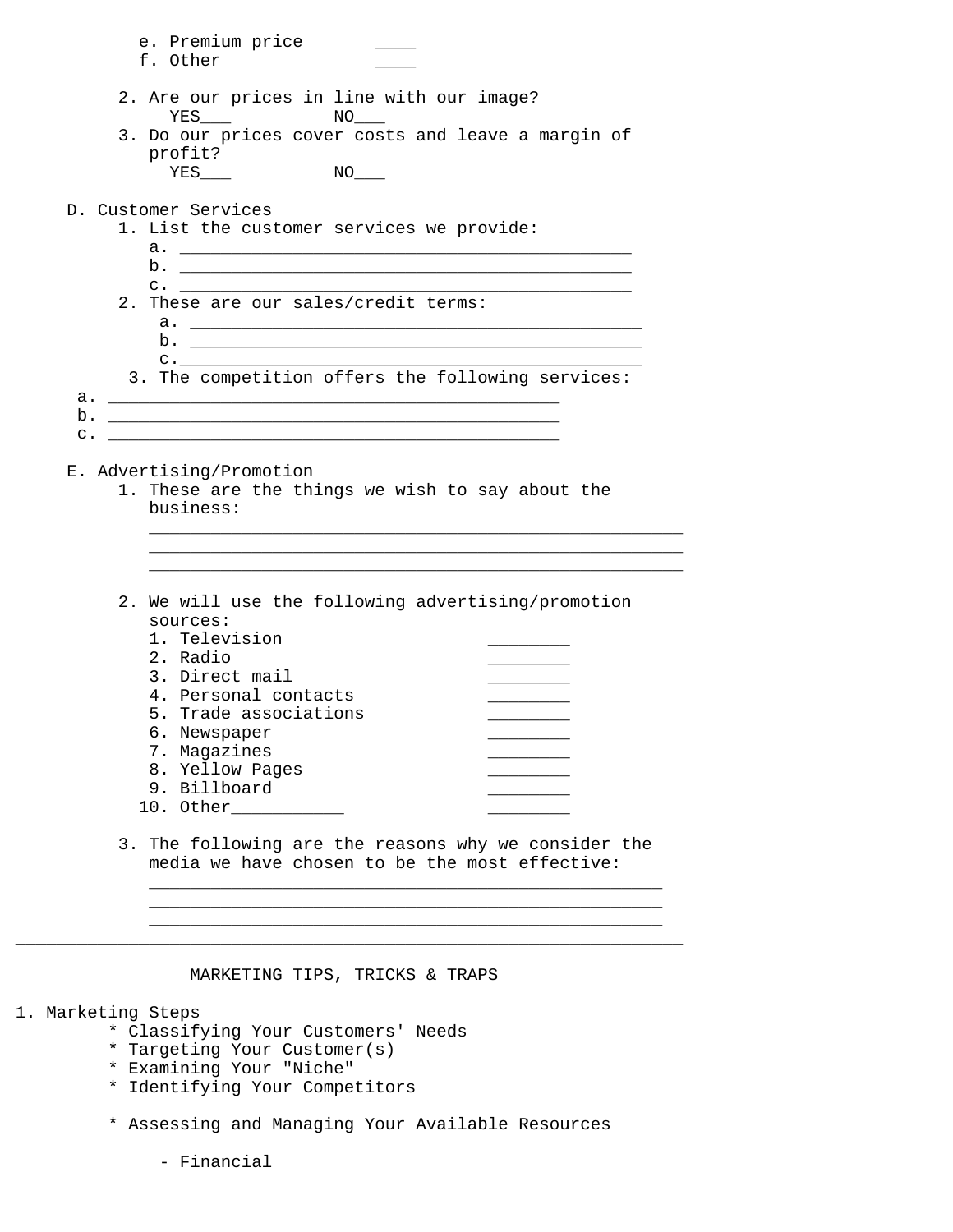e. Premium price ____
f. Other ____

2. Are our prices in line with our image?
   YES___ NO___
3. Do our prices cover costs and leave a margin of profit?
   YES___ NO___

D. Customer Services
   1. List the customer services we provide:
      a. ____________________________________________
      b. ____________________________________________
      c. ____________________________________________
   2. These are our sales/credit terms:
      a. ____________________________________________
      b. ____________________________________________
      c. ____________________________________________
   3. The competition offers the following services:
      a. ____________________________________________
      b. ____________________________________________
      c. ____________________________________________

E. Advertising/Promotion
   1. These are the things we wish to say about the business:
      ____________________________________________________
      ____________________________________________________
      ____________________________________________________

   2. We will use the following advertising/promotion sources:
      1. Television ________
      2. Radio ________
      3. Direct mail ________
      4. Personal contacts ________
      5. Trade associations ________
      6. Newspaper ________
      7. Magazines ________
      8. Yellow Pages ________
      9. Billboard ________
      10. Other___________ ________

   3. The following are the reasons why we consider the media we have chosen to be the most effective:
      ____________________________________________________
      ____________________________________________________
      ____________________________________________________

---

## MARKETING TIPS, TRICKS & TRAPS

1. Marketing Steps
   * Classifying Your Customers' Needs
   * Targeting Your Customer(s)
   * Examining Your "Niche"
   * Identifying Your Competitors

   * Assessing and Managing Your Available Resources

     - Financial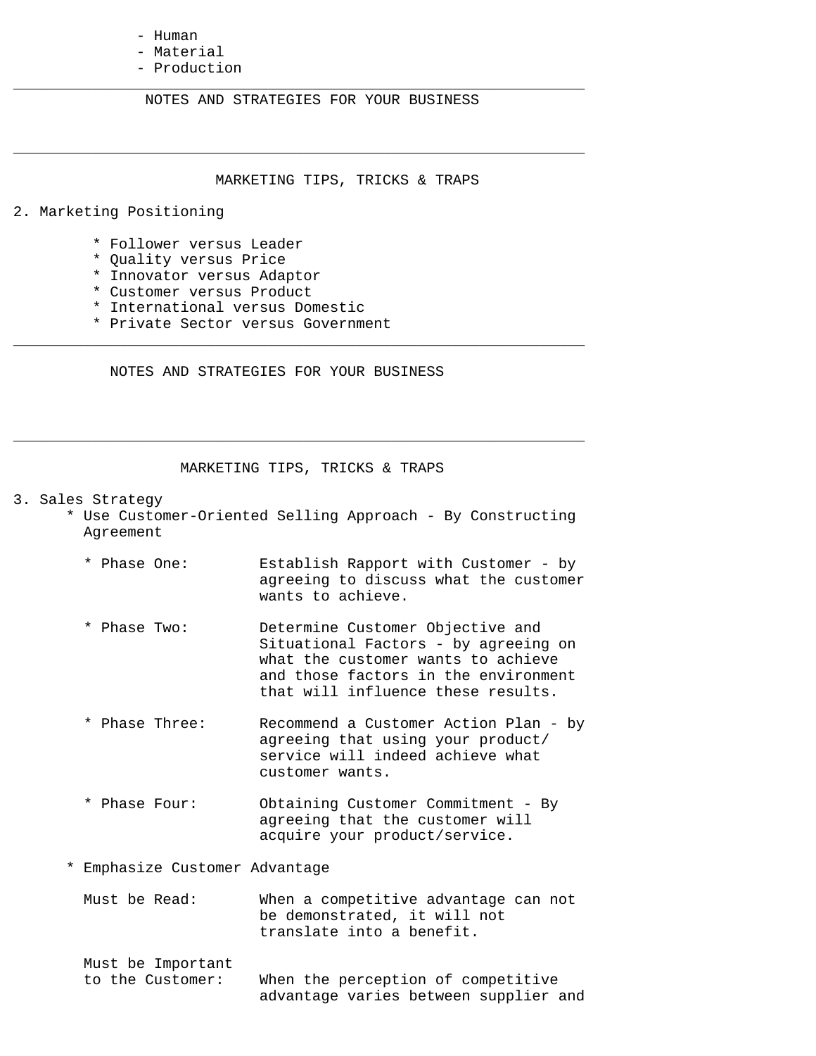- Human
- Material
- Production

---

NOTES AND STRATEGIES FOR YOUR BUSINESS

---

## MARKETING TIPS, TRICKS & TRAPS

2. Marketing Positioning

   * Follower versus Leader
   * Quality versus Price
   * Innovator versus Adaptor
   * Customer versus Product
   * International versus Domestic
   * Private Sector versus Government

---

NOTES AND STRATEGIES FOR YOUR BUSINESS

---

## MARKETING TIPS, TRICKS & TRAPS

3. Sales Strategy

   * Use Customer-Oriented Selling Approach - By Constructing Agreement

     * Phase One: Establish Rapport with Customer - by agreeing to discuss what the customer wants to achieve.

     * Phase Two: Determine Customer Objective and Situational Factors - by agreeing on what the customer wants to achieve and those factors in the environment that will influence these results.

     * Phase Three: Recommend a Customer Action Plan - by agreeing that using your product/ service will indeed achieve what customer wants.

     * Phase Four: Obtaining Customer Commitment - By agreeing that the customer will acquire your product/service.

   * Emphasize Customer Advantage

     Must be Read: When a competitive advantage can not be demonstrated, it will not translate into a benefit.

     Must be Important to the Customer: When the perception of competitive advantage varies between supplier and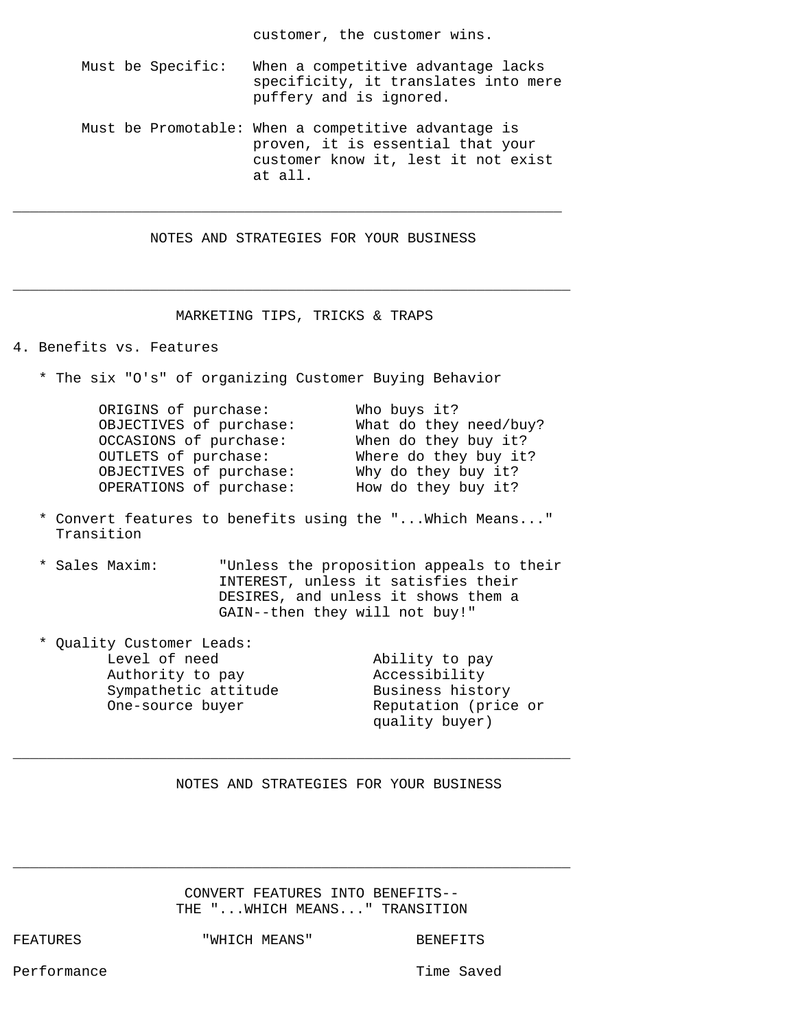customer, the customer wins.

**Must be Specific:** When a competitive advantage lacks specificity, it translates into mere puffery and is ignored.

**Must be Promotable:** When a competitive advantage is proven, it is essential that your customer know it, lest it not exist at all.

---

## NOTES AND STRATEGIES FOR YOUR BUSINESS

---

## MARKETING TIPS, TRICKS & TRAPS

### 4. Benefits vs. Features

* The six "O's" of organizing Customer Buying Behavior

| | |
|---|---|
| ORIGINS of purchase: | Who buys it? |
| OBJECTIVES of purchase: | What do they need/buy? |
| OCCASIONS of purchase: | When do they buy it? |
| OUTLETS of purchase: | Where do they buy it? |
| OBJECTIVES of purchase: | Why do they buy it? |
| OPERATIONS of purchase: | How do they buy it? |

* Convert features to benefits using the "...Which Means..." Transition

* Sales Maxim: "Unless the proposition appeals to their INTEREST, unless it satisfies their DESIRES, and unless it shows them a GAIN--then they will not buy!"

* Quality Customer Leads:

| | |
|---|---|
| Level of need | Ability to pay |
| Authority to pay | Accessibility |
| Sympathetic attitude | Business history |
| One-source buyer | Reputation (price or quality buyer) |

---

## NOTES AND STRATEGIES FOR YOUR BUSINESS

---

## CONVERT FEATURES INTO BENEFITS-- THE "...WHICH MEANS..." TRANSITION

| FEATURES | "WHICH MEANS" | BENEFITS |
|---|---|---|
| Performance | | Time Saved |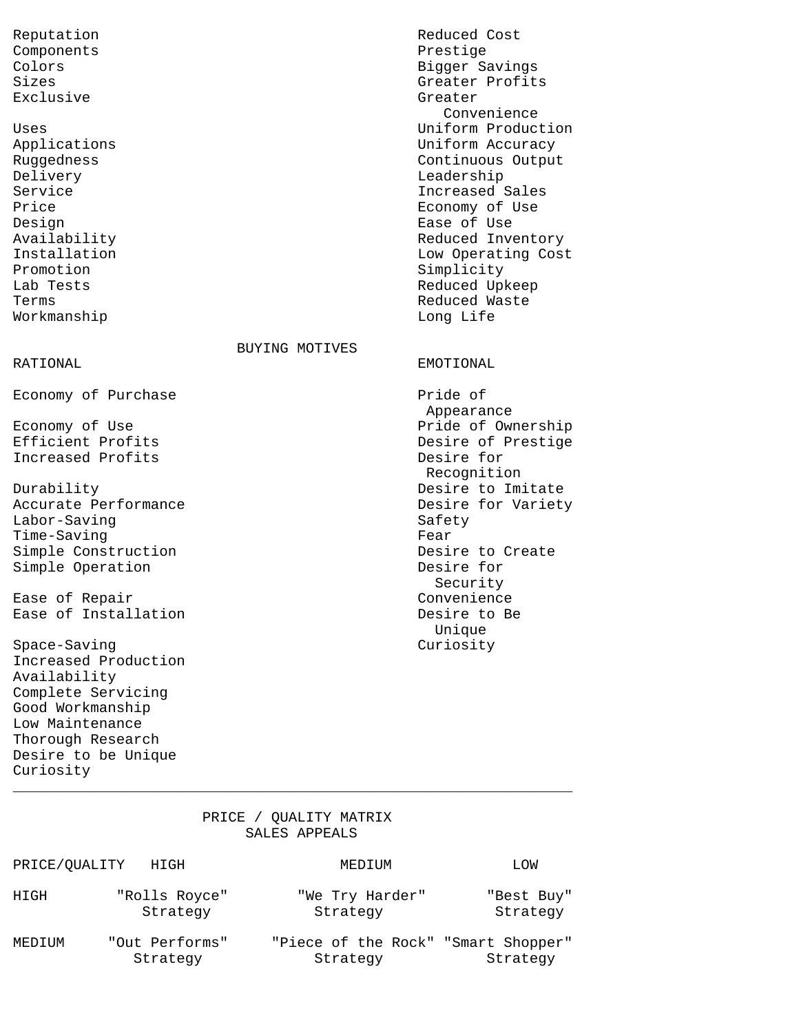| | |
|---|---|
| Reputation | Reduced Cost |
| Components | Prestige |
| Colors | Bigger Savings |
| Sizes | Greater Profits |
| Exclusive | Greater Convenience |
| Uses | Uniform Production |
| Applications | Uniform Accuracy |
| Ruggedness | Continuous Output |
| Delivery | Leadership |
| Service | Increased Sales |
| Price | Economy of Use |
| Design | Ease of Use |
| Availability | Reduced Inventory |
| Installation | Low Operating Cost |
| Promotion | Simplicity |
| Lab Tests | Reduced Upkeep |
| Terms | Reduced Waste |
| Workmanship | Long Life |

## BUYING MOTIVES

| RATIONAL | EMOTIONAL |
|---|---|
| Economy of Purchase | Pride of Appearance |
| Economy of Use | Pride of Ownership |
| Efficient Profits | Desire of Prestige |
| Increased Profits | Desire for Recognition |
| Durability | Desire to Imitate |
| Accurate Performance | Desire for Variety |
| Labor-Saving | Safety |
| Time-Saving | Fear |
| Simple Construction | Desire to Create |
| Simple Operation | Desire for Security |
| Ease of Repair | Convenience |
| Ease of Installation | Desire to Be Unique |
| Space-Saving | Curiosity |
| Increased Production | |
| Availability | |
| Complete Servicing | |
| Good Workmanship | |
| Low Maintenance | |
| Thorough Research | |
| Desire to be Unique | |
| Curiosity | |

---

## PRICE / QUALITY MATRIX
### SALES APPEALS

| PRICE/QUALITY | HIGH | MEDIUM | LOW |
|---|---|---|---|
| HIGH | "Rolls Royce" Strategy | "We Try Harder" Strategy | "Best Buy" Strategy |
| MEDIUM | "Out Performs" Strategy | "Piece of the Rock" Strategy | "Smart Shopper" Strategy |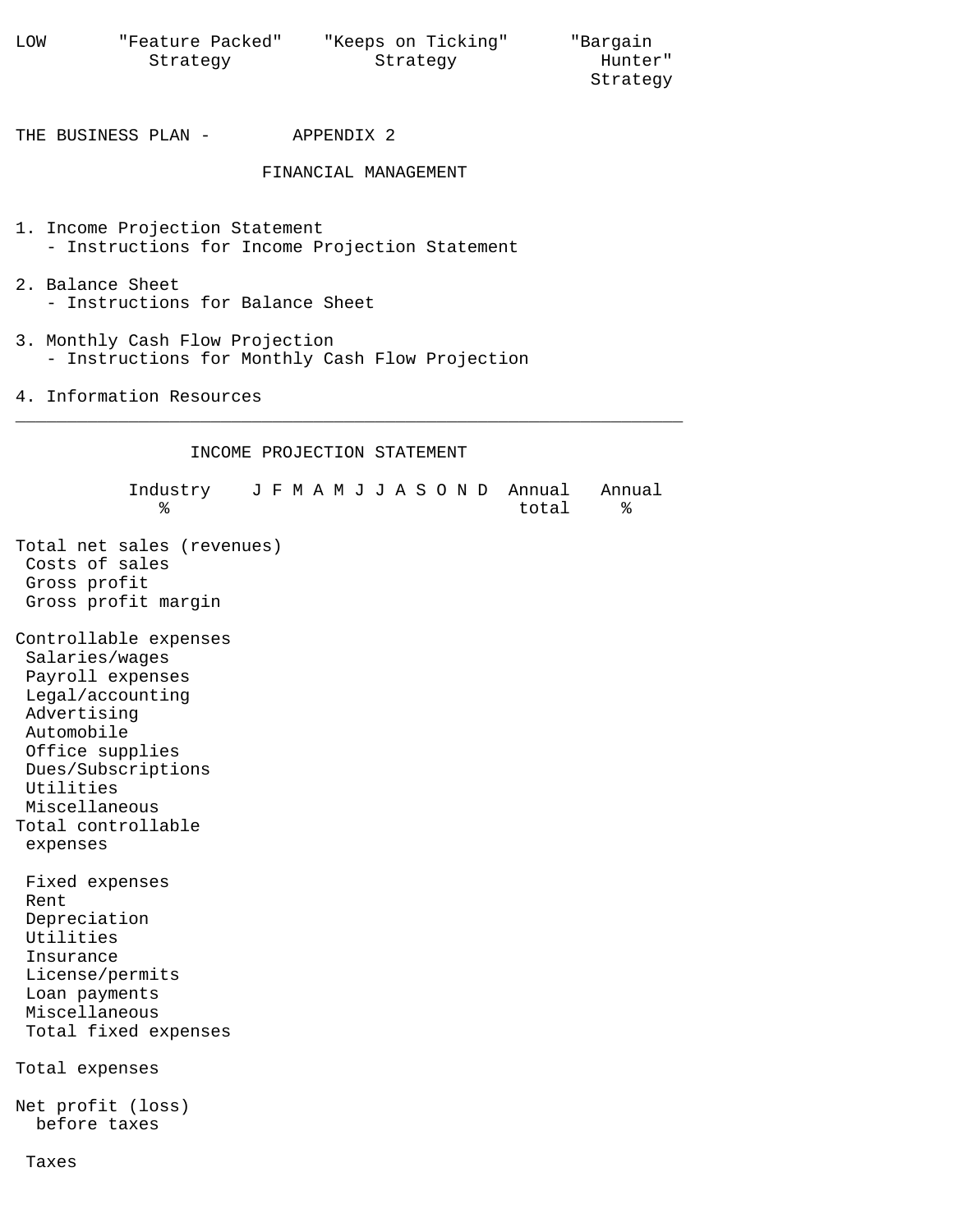| LOW | "Feature Packed" Strategy | "Keeps on Ticking" Strategy | "Bargain Hunter" Strategy |
|---|---|---|---|

THE BUSINESS PLAN - APPENDIX 2

## FINANCIAL MANAGEMENT

1. Income Projection Statement
   - Instructions for Income Projection Statement
2. Balance Sheet
   - Instructions for Balance Sheet
3. Monthly Cash Flow Projection
   - Instructions for Monthly Cash Flow Projection
4. Information Resources

---

## INCOME PROJECTION STATEMENT

| | Industry % | J | F | M | A | M | J | J | A | S | O | N | D | Annual total | Annual % |
|---|---|---|---|---|---|---|---|---|---|---|---|---|---|---|---|
| Total net sales (revenues) | | | | | | | | | | | | | | | |
| Costs of sales | | | | | | | | | | | | | | | |
| Gross profit | | | | | | | | | | | | | | | |
| Gross profit margin | | | | | | | | | | | | | | | |
| Controllable expenses | | | | | | | | | | | | | | | |
| Salaries/wages | | | | | | | | | | | | | | | |
| Payroll expenses | | | | | | | | | | | | | | | |
| Legal/accounting | | | | | | | | | | | | | | | |
| Advertising | | | | | | | | | | | | | | | |
| Automobile | | | | | | | | | | | | | | | |
| Office supplies | | | | | | | | | | | | | | | |
| Dues/Subscriptions | | | | | | | | | | | | | | | |
| Utilities | | | | | | | | | | | | | | | |
| Miscellaneous | | | | | | | | | | | | | | | |
| Total controllable expenses | | | | | | | | | | | | | | | |
| Fixed expenses | | | | | | | | | | | | | | | |
| Rent | | | | | | | | | | | | | | | |
| Depreciation | | | | | | | | | | | | | | | |
| Utilities | | | | | | | | | | | | | | | |
| Insurance | | | | | | | | | | | | | | | |
| License/permits | | | | | | | | | | | | | | | |
| Loan payments | | | | | | | | | | | | | | | |
| Miscellaneous | | | | | | | | | | | | | | | |
| Total fixed expenses | | | | | | | | | | | | | | | |
| Total expenses | | | | | | | | | | | | | | | |
| Net profit (loss) before taxes | | | | | | | | | | | | | | | |
| Taxes | | | | | | | | | | | | | | | |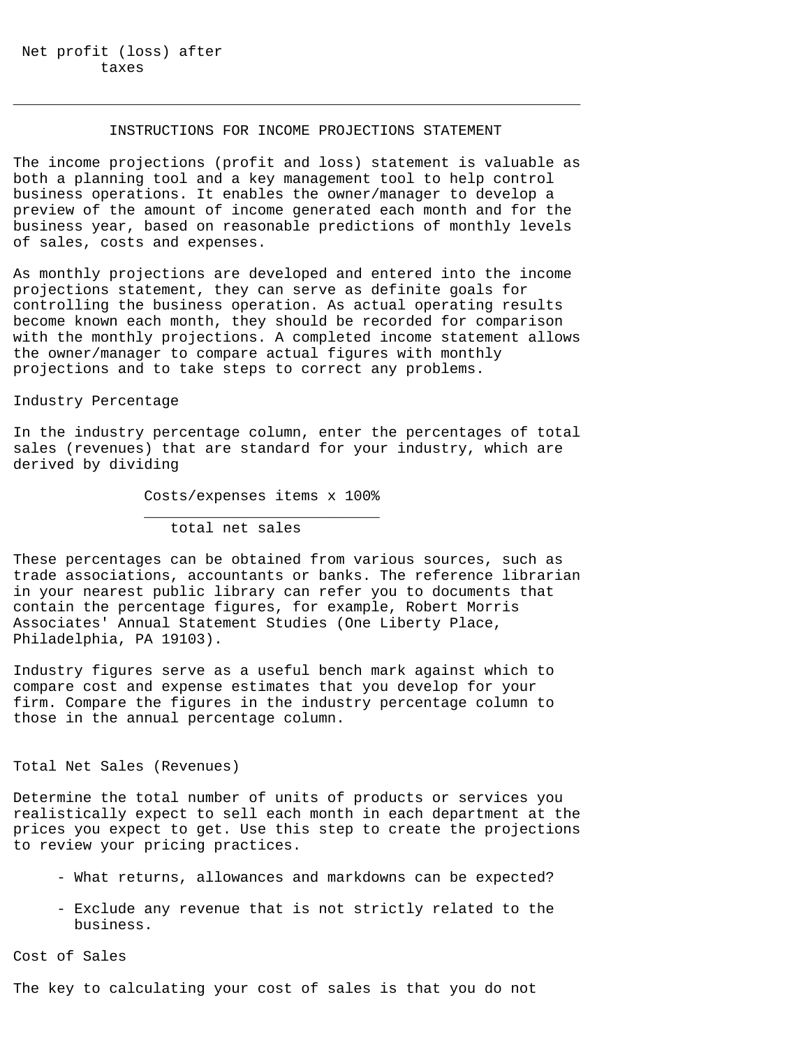Net profit (loss) after taxes

---

## INSTRUCTIONS FOR INCOME PROJECTIONS STATEMENT

The income projections (profit and loss) statement is valuable as both a planning tool and a key management tool to help control business operations. It enables the owner/manager to develop a preview of the amount of income generated each month and for the business year, based on reasonable predictions of monthly levels of sales, costs and expenses.

As monthly projections are developed and entered into the income projections statement, they can serve as definite goals for controlling the business operation. As actual operating results become known each month, they should be recorded for comparison with the monthly projections. A completed income statement allows the owner/manager to compare actual figures with monthly projections and to take steps to correct any problems.

### Industry Percentage

In the industry percentage column, enter the percentages of total sales (revenues) that are standard for your industry, which are derived by dividing

$$\frac{\text{Costs/expenses items} \times 100\%}{\text{total net sales}}$$

These percentages can be obtained from various sources, such as trade associations, accountants or banks. The reference librarian in your nearest public library can refer you to documents that contain the percentage figures, for example, Robert Morris Associates' Annual Statement Studies (One Liberty Place, Philadelphia, PA 19103).

Industry figures serve as a useful bench mark against which to compare cost and expense estimates that you develop for your firm. Compare the figures in the industry percentage column to those in the annual percentage column.

### Total Net Sales (Revenues)

Determine the total number of units of products or services you realistically expect to sell each month in each department at the prices you expect to get. Use this step to create the projections to review your pricing practices.

- What returns, allowances and markdowns can be expected?
- Exclude any revenue that is not strictly related to the business.

### Cost of Sales

The key to calculating your cost of sales is that you do not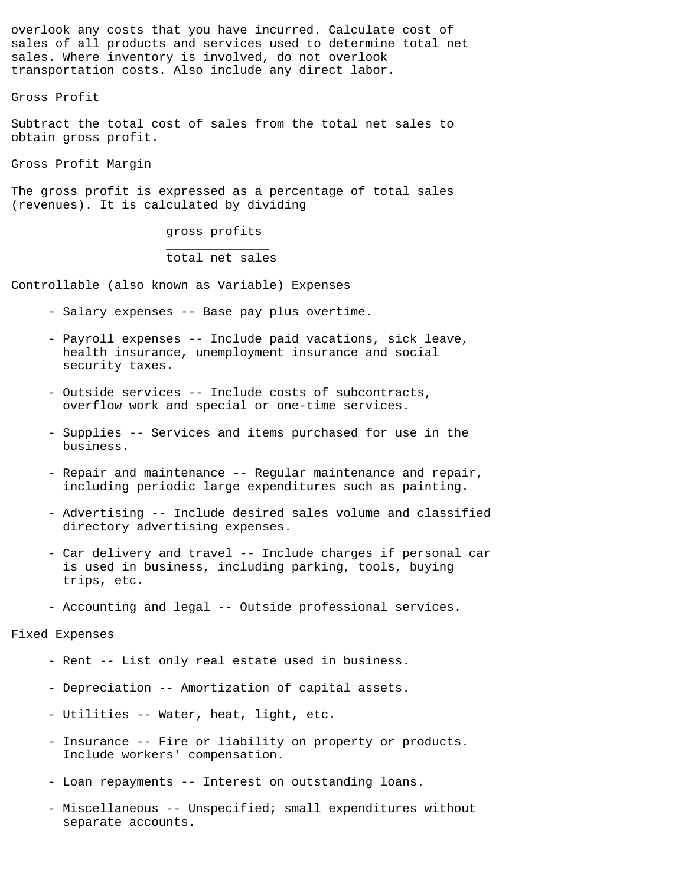overlook any costs that you have incurred. Calculate cost of sales of all products and services used to determine total net sales. Where inventory is involved, do not overlook transportation costs. Also include any direct labor.

## Gross Profit

Subtract the total cost of sales from the total net sales to obtain gross profit.

## Gross Profit Margin

The gross profit is expressed as a percentage of total sales (revenues). It is calculated by dividing

$$\frac{\text{gross profits}}{\text{total net sales}}$$

## Controllable (also known as Variable) Expenses

- Salary expenses -- Base pay plus overtime.
- Payroll expenses -- Include paid vacations, sick leave, health insurance, unemployment insurance and social security taxes.
- Outside services -- Include costs of subcontracts, overflow work and special or one-time services.
- Supplies -- Services and items purchased for use in the business.
- Repair and maintenance -- Regular maintenance and repair, including periodic large expenditures such as painting.
- Advertising -- Include desired sales volume and classified directory advertising expenses.
- Car delivery and travel -- Include charges if personal car is used in business, including parking, tools, buying trips, etc.
- Accounting and legal -- Outside professional services.

## Fixed Expenses

- Rent -- List only real estate used in business.
- Depreciation -- Amortization of capital assets.
- Utilities -- Water, heat, light, etc.
- Insurance -- Fire or liability on property or products. Include workers' compensation.
- Loan repayments -- Interest on outstanding loans.
- Miscellaneous -- Unspecified; small expenditures without separate accounts.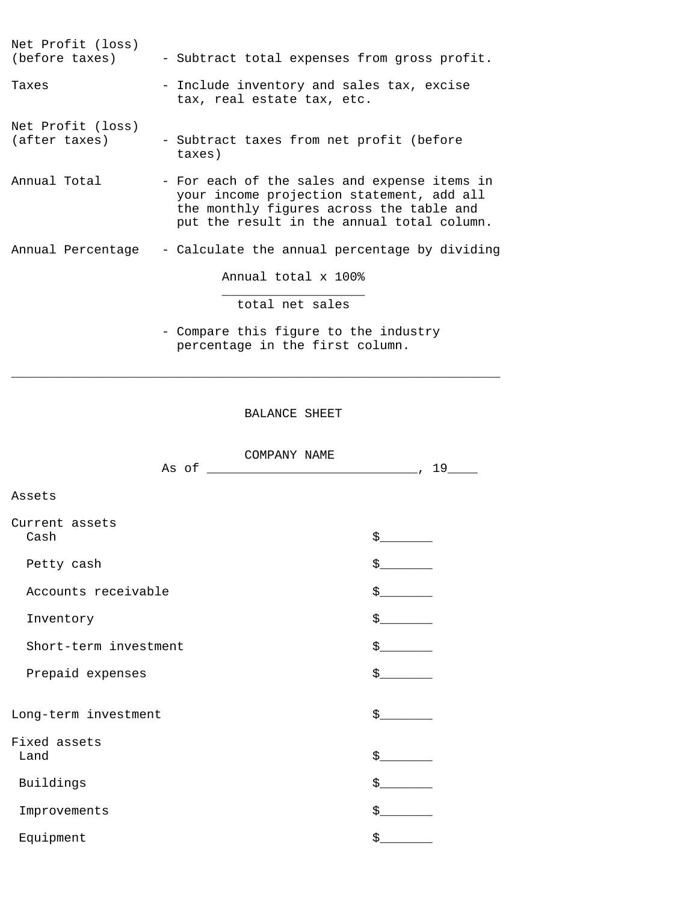| | |
|---|---|
| Net Profit (loss) (before taxes) | - Subtract total expenses from gross profit. |
| Taxes | - Include inventory and sales tax, excise tax, real estate tax, etc. |
| Net Profit (loss) (after taxes) | - Subtract taxes from net profit (before taxes) |
| Annual Total | - For each of the sales and expense items in your income projection statement, add all the monthly figures across the table and put the result in the annual total column. |
| Annual Percentage | - Calculate the annual percentage by dividing |

$$\frac{\text{Annual total} \times 100\%}{\text{total net sales}}$$

- Compare this figure to the industry percentage in the first column.

---

## BALANCE SHEET

**COMPANY NAME**

As of ____________________________, 19____

**Assets**

Current assets

| | |
|---|---|
| Cash | $_______ |
| Petty cash | $_______ |
| Accounts receivable | $_______ |
| Inventory | $_______ |
| Short-term investment | $_______ |
| Prepaid expenses | $_______ |

| | |
|---|---|
| Long-term investment | $_______ |

Fixed assets

| | |
|---|---|
| Land | $_______ |
| Buildings | $_______ |
| Improvements | $_______ |
| Equipment | $_______ |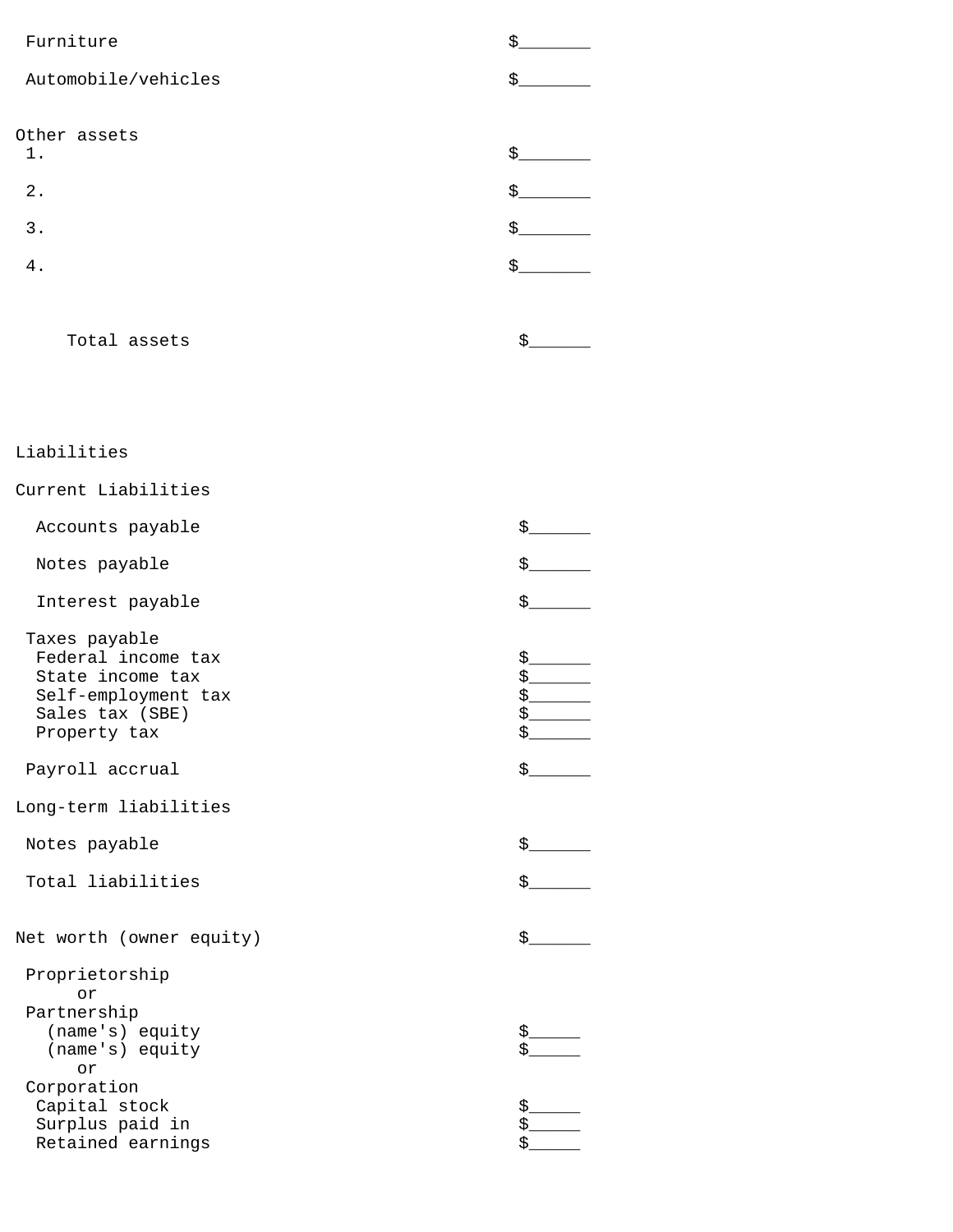| | |
|---|---|
| Furniture | $_______ |
| Automobile/vehicles | $_______ |
| **Other assets** | |
| 1. | $_______ |
| 2. | $_______ |
| 3. | $_______ |
| 4. | $_______ |
| Total assets | $______ |

## Liabilities

| | |
|---|---|
| **Current Liabilities** | |
| Accounts payable | $______ |
| Notes payable | $______ |
| Interest payable | $______ |
| Taxes payable | |
| Federal income tax | $______ |
| State income tax | $______ |
| Self-employment tax | $______ |
| Sales tax (SBE) | $______ |
| Property tax | $______ |
| Payroll accrual | $______ |
| **Long-term liabilities** | |
| Notes payable | $______ |
| Total liabilities | $______ |

| | |
|---|---|
| **Net worth (owner equity)** | $______ |
| Proprietorship | |
| or | |
| Partnership | |
| (name's) equity | $_____ |
| (name's) equity | $_____ |
| or | |
| Corporation | |
| Capital stock | $_____ |
| Surplus paid in | $_____ |
| Retained earnings | $_____ |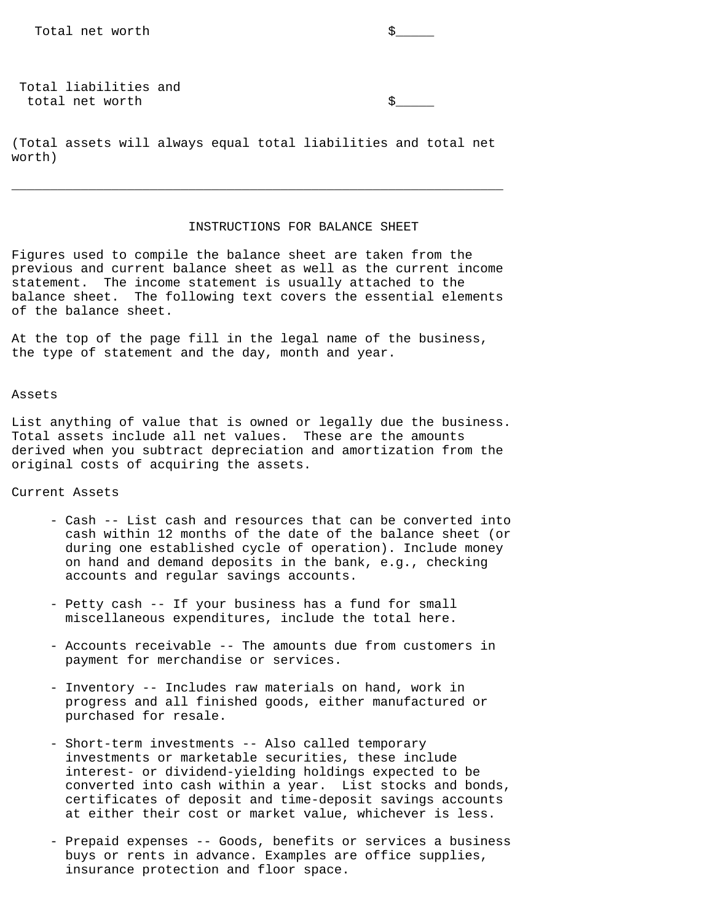Total net worth $_____

Total liabilities and total net worth $_____

(Total assets will always equal total liabilities and total net worth)

---

## INSTRUCTIONS FOR BALANCE SHEET

Figures used to compile the balance sheet are taken from the previous and current balance sheet as well as the current income statement. The income statement is usually attached to the balance sheet. The following text covers the essential elements of the balance sheet.

At the top of the page fill in the legal name of the business, the type of statement and the day, month and year.

### Assets

List anything of value that is owned or legally due the business. Total assets include all net values. These are the amounts derived when you subtract depreciation and amortization from the original costs of acquiring the assets.

### Current Assets

- Cash -- List cash and resources that can be converted into cash within 12 months of the date of the balance sheet (or during one established cycle of operation). Include money on hand and demand deposits in the bank, e.g., checking accounts and regular savings accounts.

- Petty cash -- If your business has a fund for small miscellaneous expenditures, include the total here.

- Accounts receivable -- The amounts due from customers in payment for merchandise or services.

- Inventory -- Includes raw materials on hand, work in progress and all finished goods, either manufactured or purchased for resale.

- Short-term investments -- Also called temporary investments or marketable securities, these include interest- or dividend-yielding holdings expected to be converted into cash within a year. List stocks and bonds, certificates of deposit and time-deposit savings accounts at either their cost or market value, whichever is less.

- Prepaid expenses -- Goods, benefits or services a business buys or rents in advance. Examples are office supplies, insurance protection and floor space.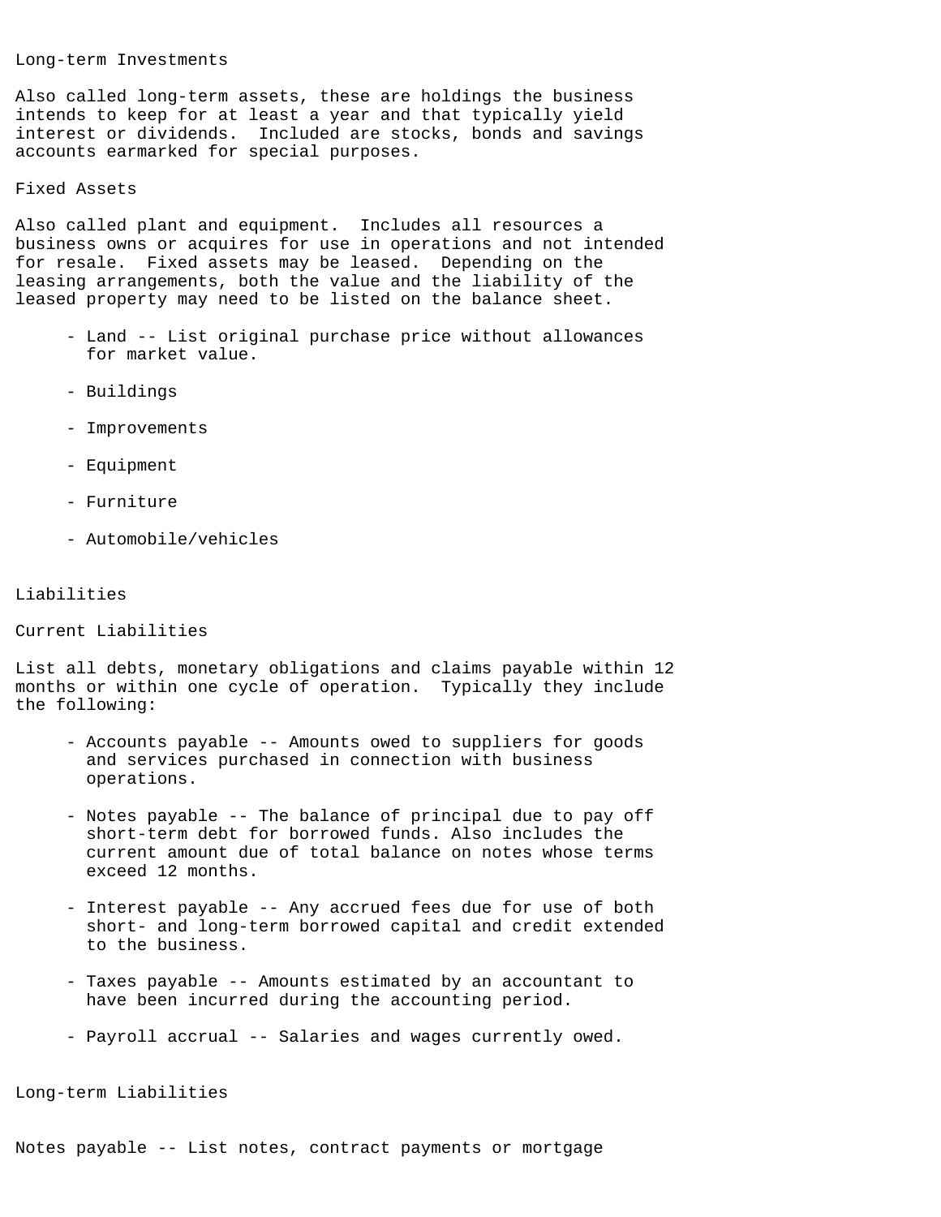### Long-term Investments

Also called long-term assets, these are holdings the business intends to keep for at least a year and that typically yield interest or dividends. Included are stocks, bonds and savings accounts earmarked for special purposes.

### Fixed Assets

Also called plant and equipment. Includes all resources a business owns or acquires for use in operations and not intended for resale. Fixed assets may be leased. Depending on the leasing arrangements, both the value and the liability of the leased property may need to be listed on the balance sheet.

- Land -- List original purchase price without allowances for market value.
- Buildings
- Improvements
- Equipment
- Furniture
- Automobile/vehicles

## Liabilities

### Current Liabilities

List all debts, monetary obligations and claims payable within 12 months or within one cycle of operation. Typically they include the following:

- Accounts payable -- Amounts owed to suppliers for goods and services purchased in connection with business operations.
- Notes payable -- The balance of principal due to pay off short-term debt for borrowed funds. Also includes the current amount due of total balance on notes whose terms exceed 12 months.
- Interest payable -- Any accrued fees due for use of both short- and long-term borrowed capital and credit extended to the business.
- Taxes payable -- Amounts estimated by an accountant to have been incurred during the accounting period.
- Payroll accrual -- Salaries and wages currently owed.

### Long-term Liabilities

Notes payable -- List notes, contract payments or mortgage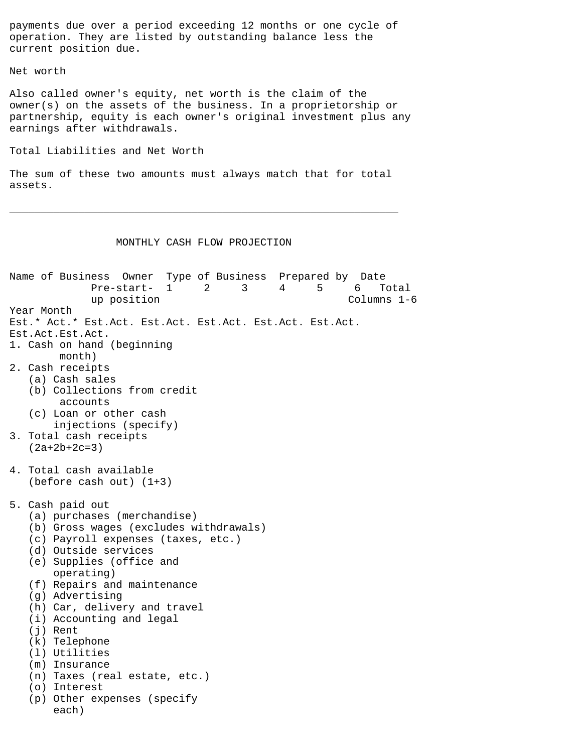payments due over a period exceeding 12 months or one cycle of operation. They are listed by outstanding balance less the current position due.

Net worth

Also called owner's equity, net worth is the claim of the owner(s) on the assets of the business. In a proprietorship or partnership, equity is each owner's original investment plus any earnings after withdrawals.

Total Liabilities and Net Worth

The sum of these two amounts must always match that for total assets.

---

## MONTHLY CASH FLOW PROJECTION

```
Name of Business  Owner  Type of Business  Prepared by  Date
             Pre-start-  1     2     3     4     5     6   Total
             up position                               Columns 1-6
Year Month
Est.* Act.* Est.Act. Est.Act. Est.Act. Est.Act. Est.Act.
Est.Act.Est.Act.
1. Cash on hand (beginning
        month)
2. Cash receipts
   (a) Cash sales
   (b) Collections from credit
        accounts
   (c) Loan or other cash
       injections (specify)
3. Total cash receipts
   (2a+2b+2c=3)

4. Total cash available
   (before cash out) (1+3)

5. Cash paid out
   (a) purchases (merchandise)
   (b) Gross wages (excludes withdrawals)
   (c) Payroll expenses (taxes, etc.)
   (d) Outside services
   (e) Supplies (office and
       operating)
   (f) Repairs and maintenance
   (g) Advertising
   (h) Car, delivery and travel
   (i) Accounting and legal
   (j) Rent
   (k) Telephone
   (l) Utilities
   (m) Insurance
   (n) Taxes (real estate, etc.)
   (o) Interest
   (p) Other expenses (specify
       each)
```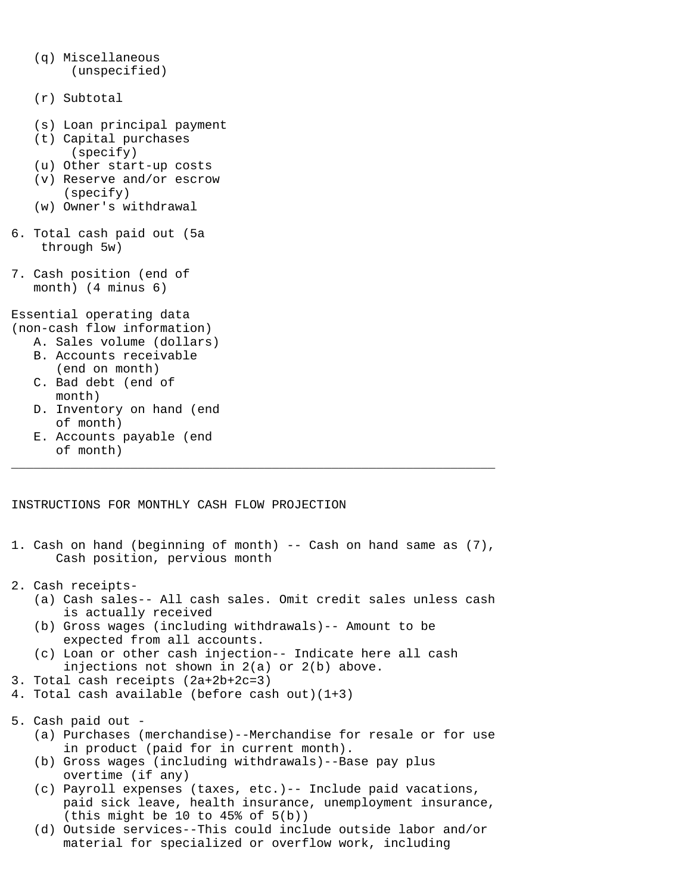(q) Miscellaneous (unspecified)

(r) Subtotal

(s) Loan principal payment
(t) Capital purchases (specify)
(u) Other start-up costs
(v) Reserve and/or escrow (specify)
(w) Owner's withdrawal

6. Total cash paid out (5a through 5w)

7. Cash position (end of month) (4 minus 6)

Essential operating data (non-cash flow information)

A. Sales volume (dollars)
B. Accounts receivable (end on month)
C. Bad debt (end of month)
D. Inventory on hand (end of month)
E. Accounts payable (end of month)

---

INSTRUCTIONS FOR MONTHLY CASH FLOW PROJECTION

1. Cash on hand (beginning of month) -- Cash on hand same as (7), Cash position, pervious month

2. Cash receipts-
   (a) Cash sales-- All cash sales. Omit credit sales unless cash is actually received
   (b) Gross wages (including withdrawals)-- Amount to be expected from all accounts.
   (c) Loan or other cash injection-- Indicate here all cash injections not shown in 2(a) or 2(b) above.
3. Total cash receipts (2a+2b+2c=3)
4. Total cash available (before cash out)(1+3)

5. Cash paid out -
   (a) Purchases (merchandise)--Merchandise for resale or for use in product (paid for in current month).
   (b) Gross wages (including withdrawals)--Base pay plus overtime (if any)
   (c) Payroll expenses (taxes, etc.)-- Include paid vacations, paid sick leave, health insurance, unemployment insurance, (this might be 10 to 45% of 5(b))
   (d) Outside services--This could include outside labor and/or material for specialized or overflow work, including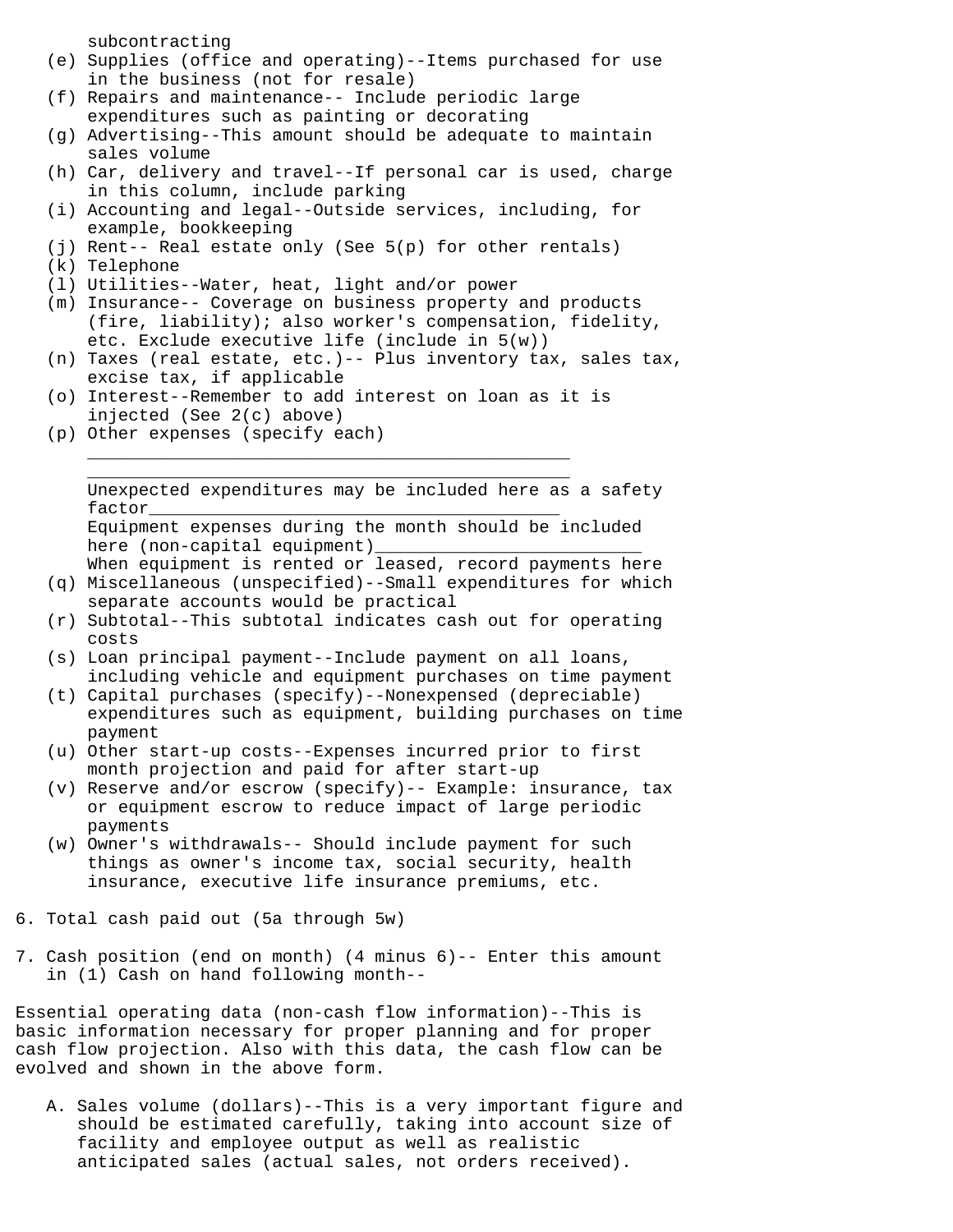subcontracting

(e) Supplies (office and operating)--Items purchased for use in the business (not for resale)

(f) Repairs and maintenance-- Include periodic large expenditures such as painting or decorating

(g) Advertising--This amount should be adequate to maintain sales volume

(h) Car, delivery and travel--If personal car is used, charge in this column, include parking

(i) Accounting and legal--Outside services, including, for example, bookkeeping

(j) Rent-- Real estate only (See 5(p) for other rentals)

(k) Telephone

(l) Utilities--Water, heat, light and/or power

(m) Insurance-- Coverage on business property and products (fire, liability); also worker's compensation, fidelity, etc. Exclude executive life (include in 5(w))

(n) Taxes (real estate, etc.)-- Plus inventory tax, sales tax, excise tax, if applicable

(o) Interest--Remember to add interest on loan as it is injected (See 2(c) above)

(p) Other expenses (specify each)

_______________________________________________

_______________________________________________

Unexpected expenditures may be included here as a safety factor________________________________________

Equipment expenses during the month should be included here (non-capital equipment)__________________________

When equipment is rented or leased, record payments here

(q) Miscellaneous (unspecified)--Small expenditures for which separate accounts would be practical

(r) Subtotal--This subtotal indicates cash out for operating costs

(s) Loan principal payment--Include payment on all loans, including vehicle and equipment purchases on time payment

(t) Capital purchases (specify)--Nonexpensed (depreciable) expenditures such as equipment, building purchases on time payment

(u) Other start-up costs--Expenses incurred prior to first month projection and paid for after start-up

(v) Reserve and/or escrow (specify)-- Example: insurance, tax or equipment escrow to reduce impact of large periodic payments

(w) Owner's withdrawals-- Should include payment for such things as owner's income tax, social security, health insurance, executive life insurance premiums, etc.

6. Total cash paid out (5a through 5w)

7. Cash position (end on month) (4 minus 6)-- Enter this amount in (1) Cash on hand following month--

Essential operating data (non-cash flow information)--This is basic information necessary for proper planning and for proper cash flow projection. Also with this data, the cash flow can be evolved and shown in the above form.

A. Sales volume (dollars)--This is a very important figure and should be estimated carefully, taking into account size of facility and employee output as well as realistic anticipated sales (actual sales, not orders received).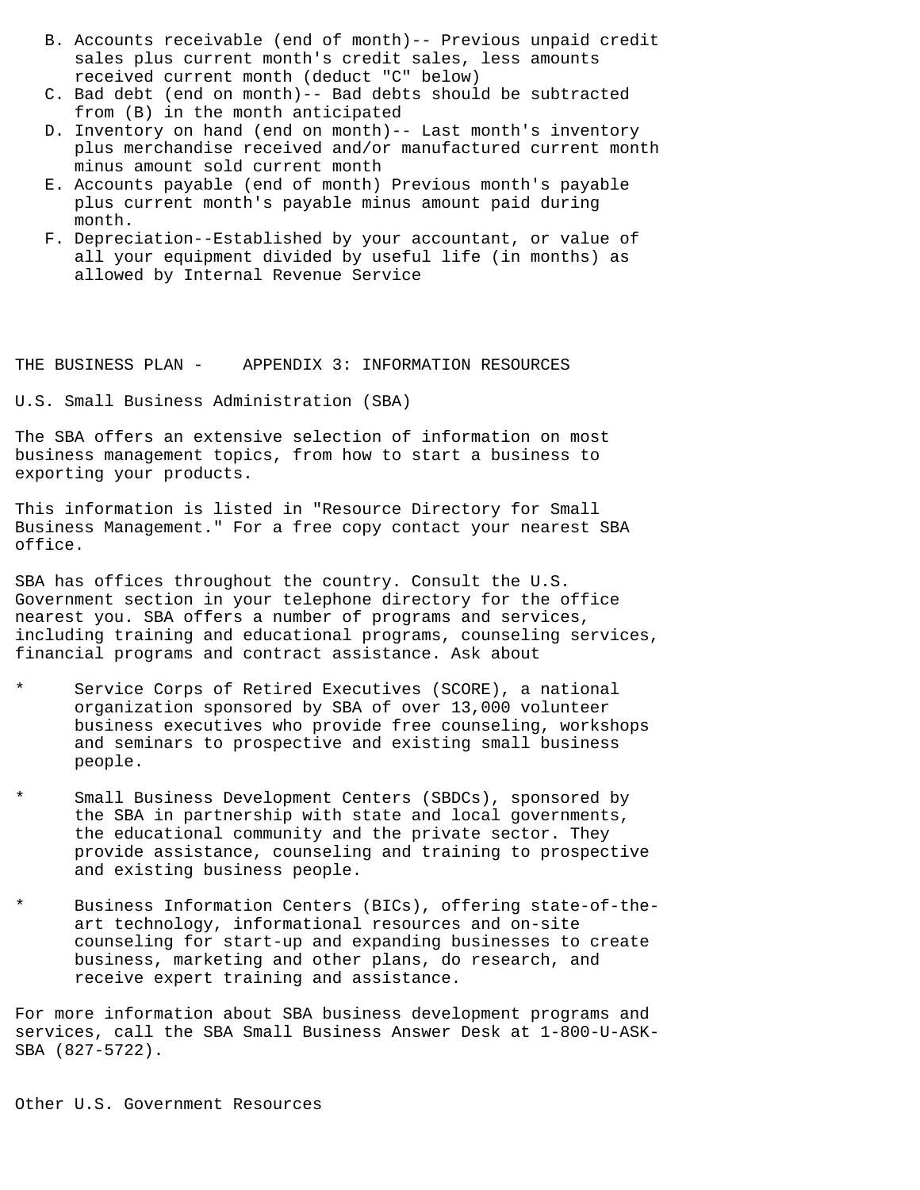B. Accounts receivable (end of month)-- Previous unpaid credit sales plus current month's credit sales, less amounts received current month (deduct "C" below)
C. Bad debt (end on month)-- Bad debts should be subtracted from (B) in the month anticipated
D. Inventory on hand (end on month)-- Last month's inventory plus merchandise received and/or manufactured current month minus amount sold current month
E. Accounts payable (end of month) Previous month's payable plus current month's payable minus amount paid during month.
F. Depreciation--Established by your accountant, or value of all your equipment divided by useful life (in months) as allowed by Internal Revenue Service

# THE BUSINESS PLAN - APPENDIX 3: INFORMATION RESOURCES

## U.S. Small Business Administration (SBA)

The SBA offers an extensive selection of information on most business management topics, from how to start a business to exporting your products.

This information is listed in "Resource Directory for Small Business Management." For a free copy contact your nearest SBA office.

SBA has offices throughout the country. Consult the U.S. Government section in your telephone directory for the office nearest you. SBA offers a number of programs and services, including training and educational programs, counseling services, financial programs and contract assistance. Ask about

* Service Corps of Retired Executives (SCORE), a national organization sponsored by SBA of over 13,000 volunteer business executives who provide free counseling, workshops and seminars to prospective and existing small business people.

* Small Business Development Centers (SBDCs), sponsored by the SBA in partnership with state and local governments, the educational community and the private sector. They provide assistance, counseling and training to prospective and existing business people.

* Business Information Centers (BICs), offering state-of-the-art technology, informational resources and on-site counseling for start-up and expanding businesses to create business, marketing and other plans, do research, and receive expert training and assistance.

For more information about SBA business development programs and services, call the SBA Small Business Answer Desk at 1-800-U-ASK-SBA (827-5722).

## Other U.S. Government Resources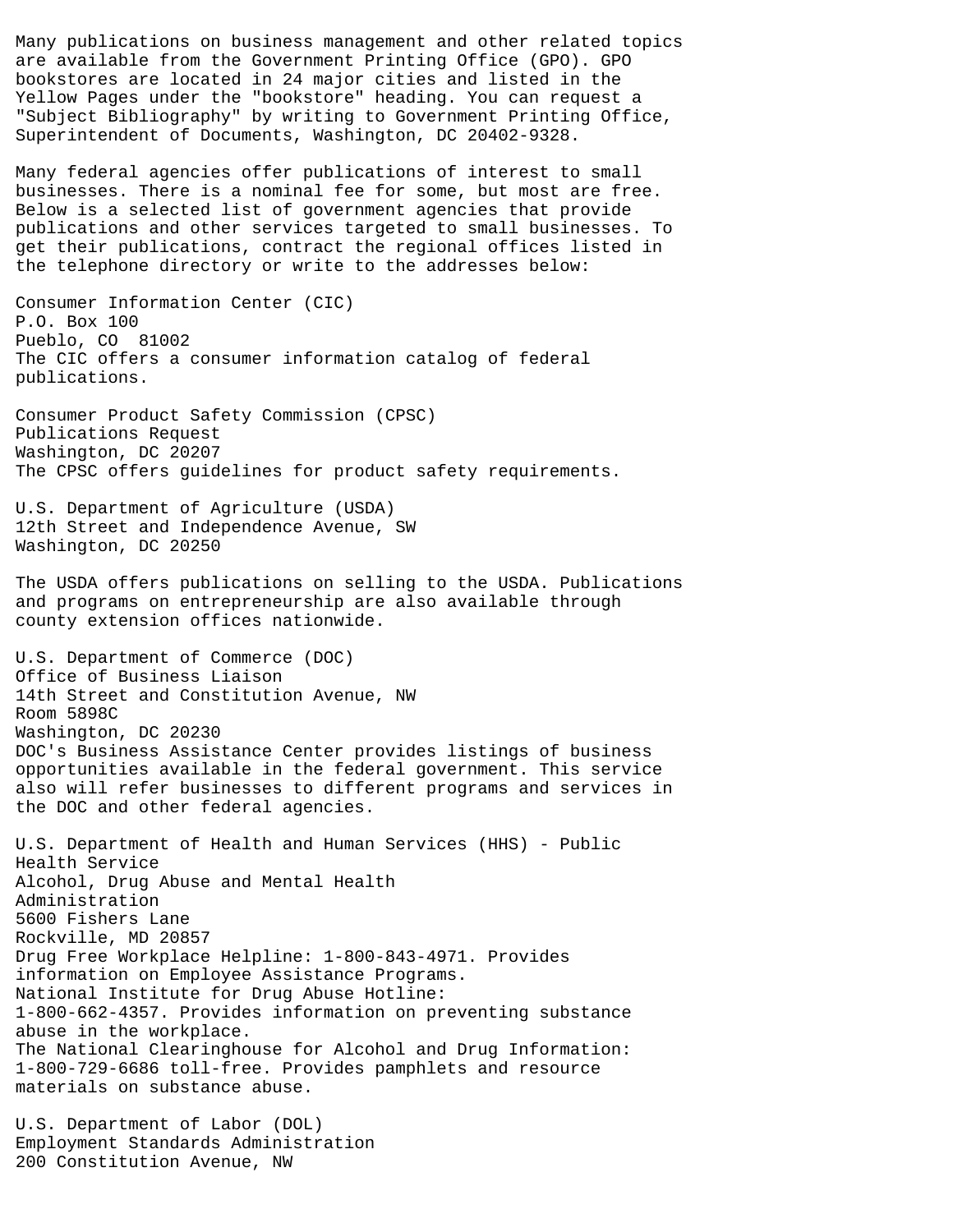Many publications on business management and other related topics are available from the Government Printing Office (GPO). GPO bookstores are located in 24 major cities and listed in the Yellow Pages under the "bookstore" heading. You can request a "Subject Bibliography" by writing to Government Printing Office, Superintendent of Documents, Washington, DC 20402-9328.

Many federal agencies offer publications of interest to small businesses. There is a nominal fee for some, but most are free. Below is a selected list of government agencies that provide publications and other services targeted to small businesses. To get their publications, contract the regional offices listed in the telephone directory or write to the addresses below:

Consumer Information Center (CIC)
P.O. Box 100
Pueblo, CO 81002
The CIC offers a consumer information catalog of federal publications.

Consumer Product Safety Commission (CPSC)
Publications Request
Washington, DC 20207
The CPSC offers guidelines for product safety requirements.

U.S. Department of Agriculture (USDA)
12th Street and Independence Avenue, SW
Washington, DC 20250

The USDA offers publications on selling to the USDA. Publications and programs on entrepreneurship are also available through county extension offices nationwide.

U.S. Department of Commerce (DOC)
Office of Business Liaison
14th Street and Constitution Avenue, NW
Room 5898C
Washington, DC 20230
DOC's Business Assistance Center provides listings of business opportunities available in the federal government. This service also will refer businesses to different programs and services in the DOC and other federal agencies.

U.S. Department of Health and Human Services (HHS) - Public Health Service
Alcohol, Drug Abuse and Mental Health Administration
5600 Fishers Lane
Rockville, MD 20857
Drug Free Workplace Helpline: 1-800-843-4971. Provides information on Employee Assistance Programs.
National Institute for Drug Abuse Hotline:
1-800-662-4357. Provides information on preventing substance abuse in the workplace.
The National Clearinghouse for Alcohol and Drug Information:
1-800-729-6686 toll-free. Provides pamphlets and resource materials on substance abuse.

U.S. Department of Labor (DOL)
Employment Standards Administration
200 Constitution Avenue, NW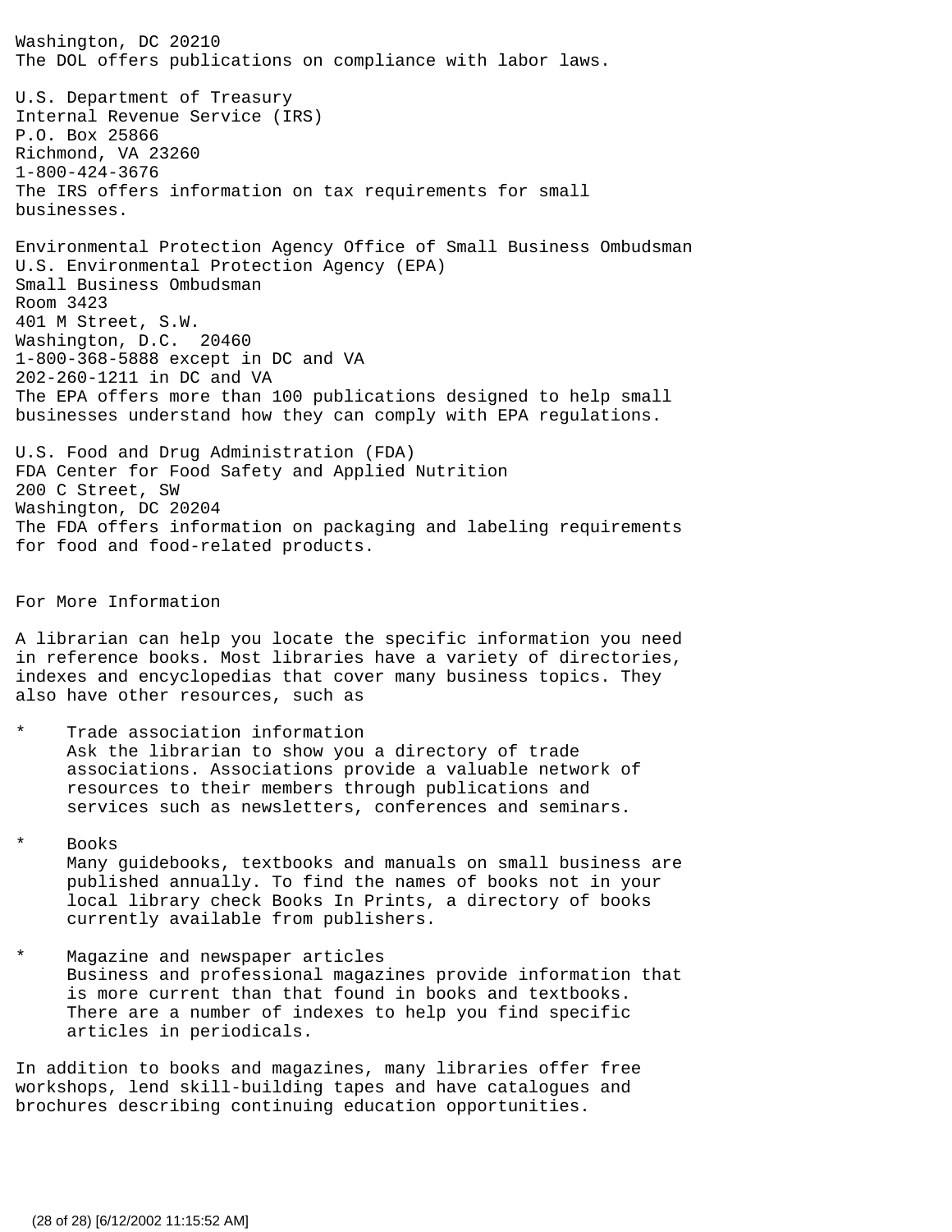Washington, DC 20210
The DOL offers publications on compliance with labor laws.

U.S. Department of Treasury
Internal Revenue Service (IRS)
P.O. Box 25866
Richmond, VA 23260
1-800-424-3676
The IRS offers information on tax requirements for small businesses.

Environmental Protection Agency Office of Small Business Ombudsman
U.S. Environmental Protection Agency (EPA)
Small Business Ombudsman
Room 3423
401 M Street, S.W.
Washington, D.C.  20460
1-800-368-5888 except in DC and VA
202-260-1211 in DC and VA
The EPA offers more than 100 publications designed to help small businesses understand how they can comply with EPA regulations.

U.S. Food and Drug Administration (FDA)
FDA Center for Food Safety and Applied Nutrition
200 C Street, SW
Washington, DC 20204
The FDA offers information on packaging and labeling requirements for food and food-related products.

## For More Information

A librarian can help you locate the specific information you need in reference books. Most libraries have a variety of directories, indexes and encyclopedias that cover many business topics. They also have other resources, such as

* Trade association information
  Ask the librarian to show you a directory of trade associations. Associations provide a valuable network of resources to their members through publications and services such as newsletters, conferences and seminars.

* Books
  Many guidebooks, textbooks and manuals on small business are published annually. To find the names of books not in your local library check Books In Prints, a directory of books currently available from publishers.

* Magazine and newspaper articles
  Business and professional magazines provide information that is more current than that found in books and textbooks. There are a number of indexes to help you find specific articles in periodicals.

In addition to books and magazines, many libraries offer free workshops, lend skill-building tapes and have catalogues and brochures describing continuing education opportunities.